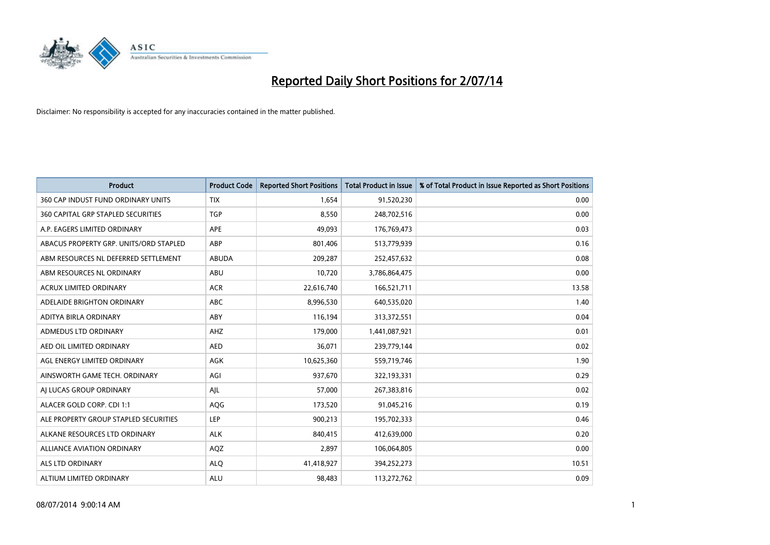# Reported Daily Short Positions for 2/07/14

Disclaimer: No responsibility is accepted for any inaccuracies contained in the matter published.

| Product | Product Code | Reported Short Positions | Total Product in Issue | % of Total Product in Issue Reported as Short Positions |
|---|---|---|---|---|
| 360 CAP INDUST FUND ORDINARY UNITS | TIX | 1,654 | 91,520,230 | 0.00 |
| 360 CAPITAL GRP STAPLED SECURITIES | TGP | 8,550 | 248,702,516 | 0.00 |
| A.P. EAGERS LIMITED ORDINARY | APE | 49,093 | 176,769,473 | 0.03 |
| ABACUS PROPERTY GRP. UNITS/ORD STAPLED | ABP | 801,406 | 513,779,939 | 0.16 |
| ABM RESOURCES NL DEFERRED SETTLEMENT | ABUDA | 209,287 | 252,457,632 | 0.08 |
| ABM RESOURCES NL ORDINARY | ABU | 10,720 | 3,786,864,475 | 0.00 |
| ACRUX LIMITED ORDINARY | ACR | 22,616,740 | 166,521,711 | 13.58 |
| ADELAIDE BRIGHTON ORDINARY | ABC | 8,996,530 | 640,535,020 | 1.40 |
| ADITYA BIRLA ORDINARY | ABY | 116,194 | 313,372,551 | 0.04 |
| ADMEDUS LTD ORDINARY | AHZ | 179,000 | 1,441,087,921 | 0.01 |
| AED OIL LIMITED ORDINARY | AED | 36,071 | 239,779,144 | 0.02 |
| AGL ENERGY LIMITED ORDINARY | AGK | 10,625,360 | 559,719,746 | 1.90 |
| AINSWORTH GAME TECH. ORDINARY | AGI | 937,670 | 322,193,331 | 0.29 |
| AJ LUCAS GROUP ORDINARY | AJL | 57,000 | 267,383,816 | 0.02 |
| ALACER GOLD CORP. CDI 1:1 | AQG | 173,520 | 91,045,216 | 0.19 |
| ALE PROPERTY GROUP STAPLED SECURITIES | LEP | 900,213 | 195,702,333 | 0.46 |
| ALKANE RESOURCES LTD ORDINARY | ALK | 840,415 | 412,639,000 | 0.20 |
| ALLIANCE AVIATION ORDINARY | AQZ | 2,897 | 106,064,805 | 0.00 |
| ALS LTD ORDINARY | ALQ | 41,418,927 | 394,252,273 | 10.51 |
| ALTIUM LIMITED ORDINARY | ALU | 98,483 | 113,272,762 | 0.09 |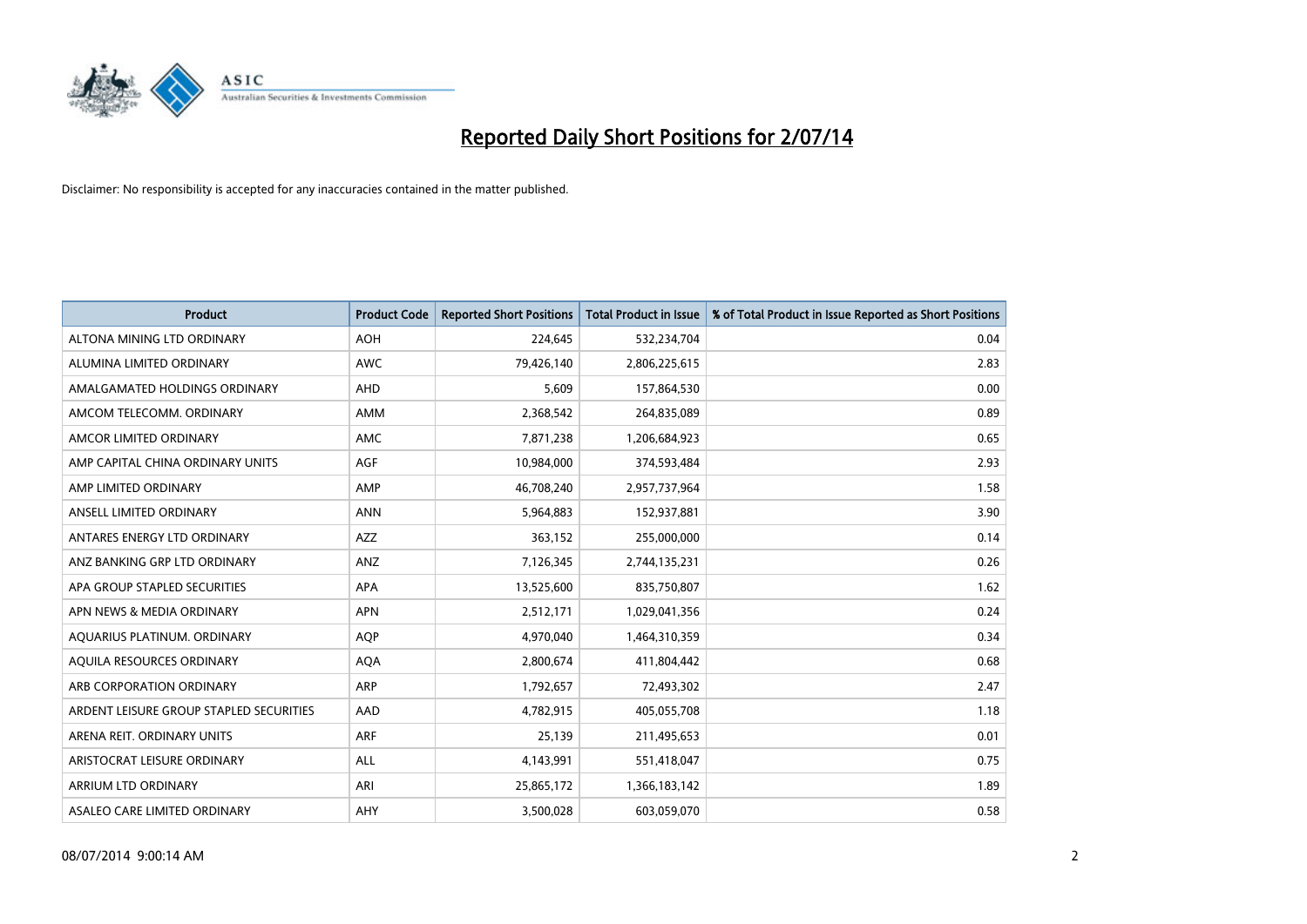# Reported Daily Short Positions for 2/07/14

Disclaimer: No responsibility is accepted for any inaccuracies contained in the matter published.

| Product | Product Code | Reported Short Positions | Total Product in Issue | % of Total Product in Issue Reported as Short Positions |
|---|---|---|---|---|
| ALTONA MINING LTD ORDINARY | AOH | 224,645 | 532,234,704 | 0.04 |
| ALUMINA LIMITED ORDINARY | AWC | 79,426,140 | 2,806,225,615 | 2.83 |
| AMALGAMATED HOLDINGS ORDINARY | AHD | 5,609 | 157,864,530 | 0.00 |
| AMCOM TELECOMM. ORDINARY | AMM | 2,368,542 | 264,835,089 | 0.89 |
| AMCOR LIMITED ORDINARY | AMC | 7,871,238 | 1,206,684,923 | 0.65 |
| AMP CAPITAL CHINA ORDINARY UNITS | AGF | 10,984,000 | 374,593,484 | 2.93 |
| AMP LIMITED ORDINARY | AMP | 46,708,240 | 2,957,737,964 | 1.58 |
| ANSELL LIMITED ORDINARY | ANN | 5,964,883 | 152,937,881 | 3.90 |
| ANTARES ENERGY LTD ORDINARY | AZZ | 363,152 | 255,000,000 | 0.14 |
| ANZ BANKING GRP LTD ORDINARY | ANZ | 7,126,345 | 2,744,135,231 | 0.26 |
| APA GROUP STAPLED SECURITIES | APA | 13,525,600 | 835,750,807 | 1.62 |
| APN NEWS & MEDIA ORDINARY | APN | 2,512,171 | 1,029,041,356 | 0.24 |
| AQUARIUS PLATINUM. ORDINARY | AQP | 4,970,040 | 1,464,310,359 | 0.34 |
| AQUILA RESOURCES ORDINARY | AQA | 2,800,674 | 411,804,442 | 0.68 |
| ARB CORPORATION ORDINARY | ARP | 1,792,657 | 72,493,302 | 2.47 |
| ARDENT LEISURE GROUP STAPLED SECURITIES | AAD | 4,782,915 | 405,055,708 | 1.18 |
| ARENA REIT. ORDINARY UNITS | ARF | 25,139 | 211,495,653 | 0.01 |
| ARISTOCRAT LEISURE ORDINARY | ALL | 4,143,991 | 551,418,047 | 0.75 |
| ARRIUM LTD ORDINARY | ARI | 25,865,172 | 1,366,183,142 | 1.89 |
| ASALEO CARE LIMITED ORDINARY | AHY | 3,500,028 | 603,059,070 | 0.58 |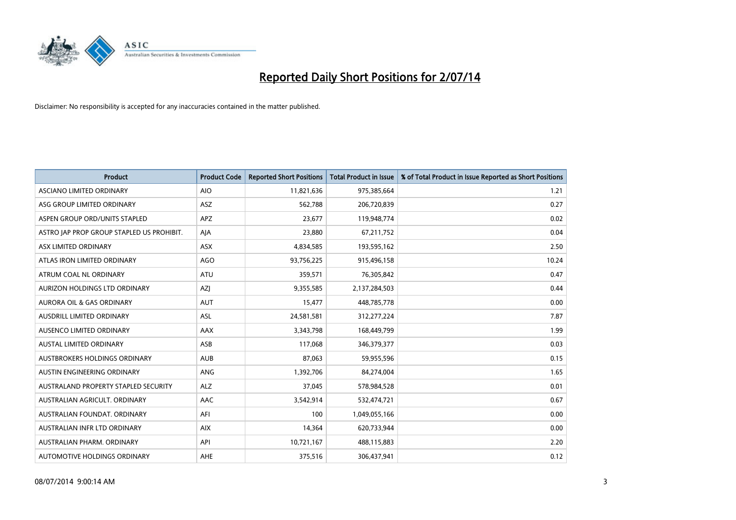# Reported Daily Short Positions for 2/07/14

Disclaimer: No responsibility is accepted for any inaccuracies contained in the matter published.

| Product | Product Code | Reported Short Positions | Total Product in Issue | % of Total Product in Issue Reported as Short Positions |
|---|---|---|---|---|
| ASCIANO LIMITED ORDINARY | AIO | 11,821,636 | 975,385,664 | 1.21 |
| ASG GROUP LIMITED ORDINARY | ASZ | 562,788 | 206,720,839 | 0.27 |
| ASPEN GROUP ORD/UNITS STAPLED | APZ | 23,677 | 119,948,774 | 0.02 |
| ASTRO JAP PROP GROUP STAPLED US PROHIBIT. | AJA | 23,880 | 67,211,752 | 0.04 |
| ASX LIMITED ORDINARY | ASX | 4,834,585 | 193,595,162 | 2.50 |
| ATLAS IRON LIMITED ORDINARY | AGO | 93,756,225 | 915,496,158 | 10.24 |
| ATRUM COAL NL ORDINARY | ATU | 359,571 | 76,305,842 | 0.47 |
| AURIZON HOLDINGS LTD ORDINARY | AZJ | 9,355,585 | 2,137,284,503 | 0.44 |
| AURORA OIL & GAS ORDINARY | AUT | 15,477 | 448,785,778 | 0.00 |
| AUSDRILL LIMITED ORDINARY | ASL | 24,581,581 | 312,277,224 | 7.87 |
| AUSENCO LIMITED ORDINARY | AAX | 3,343,798 | 168,449,799 | 1.99 |
| AUSTAL LIMITED ORDINARY | ASB | 117,068 | 346,379,377 | 0.03 |
| AUSTBROKERS HOLDINGS ORDINARY | AUB | 87,063 | 59,955,596 | 0.15 |
| AUSTIN ENGINEERING ORDINARY | ANG | 1,392,706 | 84,274,004 | 1.65 |
| AUSTRALAND PROPERTY STAPLED SECURITY | ALZ | 37,045 | 578,984,528 | 0.01 |
| AUSTRALIAN AGRICULT. ORDINARY | AAC | 3,542,914 | 532,474,721 | 0.67 |
| AUSTRALIAN FOUNDAT. ORDINARY | AFI | 100 | 1,049,055,166 | 0.00 |
| AUSTRALIAN INFR LTD ORDINARY | AIX | 14,364 | 620,733,944 | 0.00 |
| AUSTRALIAN PHARM. ORDINARY | API | 10,721,167 | 488,115,883 | 2.20 |
| AUTOMOTIVE HOLDINGS ORDINARY | AHE | 375,516 | 306,437,941 | 0.12 |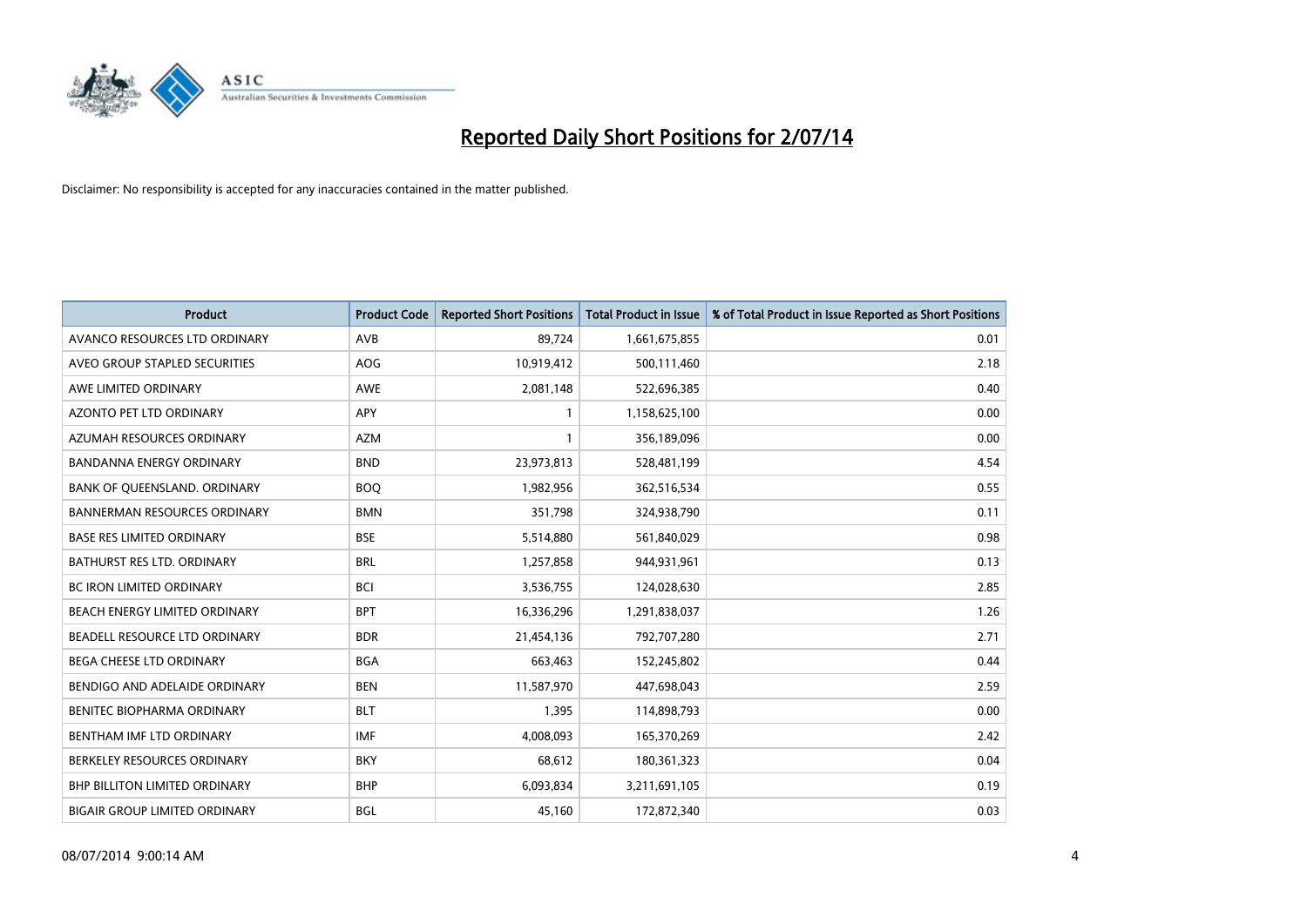# Reported Daily Short Positions for 2/07/14

Disclaimer: No responsibility is accepted for any inaccuracies contained in the matter published.

| Product | Product Code | Reported Short Positions | Total Product in Issue | % of Total Product in Issue Reported as Short Positions |
|---|---|---|---|---|
| AVANCO RESOURCES LTD ORDINARY | AVB | 89,724 | 1,661,675,855 | 0.01 |
| AVEO GROUP STAPLED SECURITIES | AOG | 10,919,412 | 500,111,460 | 2.18 |
| AWE LIMITED ORDINARY | AWE | 2,081,148 | 522,696,385 | 0.40 |
| AZONTO PET LTD ORDINARY | APY | 1 | 1,158,625,100 | 0.00 |
| AZUMAH RESOURCES ORDINARY | AZM | 1 | 356,189,096 | 0.00 |
| BANDANNA ENERGY ORDINARY | BND | 23,973,813 | 528,481,199 | 4.54 |
| BANK OF QUEENSLAND. ORDINARY | BOQ | 1,982,956 | 362,516,534 | 0.55 |
| BANNERMAN RESOURCES ORDINARY | BMN | 351,798 | 324,938,790 | 0.11 |
| BASE RES LIMITED ORDINARY | BSE | 5,514,880 | 561,840,029 | 0.98 |
| BATHURST RES LTD. ORDINARY | BRL | 1,257,858 | 944,931,961 | 0.13 |
| BC IRON LIMITED ORDINARY | BCI | 3,536,755 | 124,028,630 | 2.85 |
| BEACH ENERGY LIMITED ORDINARY | BPT | 16,336,296 | 1,291,838,037 | 1.26 |
| BEADELL RESOURCE LTD ORDINARY | BDR | 21,454,136 | 792,707,280 | 2.71 |
| BEGA CHEESE LTD ORDINARY | BGA | 663,463 | 152,245,802 | 0.44 |
| BENDIGO AND ADELAIDE ORDINARY | BEN | 11,587,970 | 447,698,043 | 2.59 |
| BENITEC BIOPHARMA ORDINARY | BLT | 1,395 | 114,898,793 | 0.00 |
| BENTHAM IMF LTD ORDINARY | IMF | 4,008,093 | 165,370,269 | 2.42 |
| BERKELEY RESOURCES ORDINARY | BKY | 68,612 | 180,361,323 | 0.04 |
| BHP BILLITON LIMITED ORDINARY | BHP | 6,093,834 | 3,211,691,105 | 0.19 |
| BIGAIR GROUP LIMITED ORDINARY | BGL | 45,160 | 172,872,340 | 0.03 |

08/07/2014 9:00:14 AM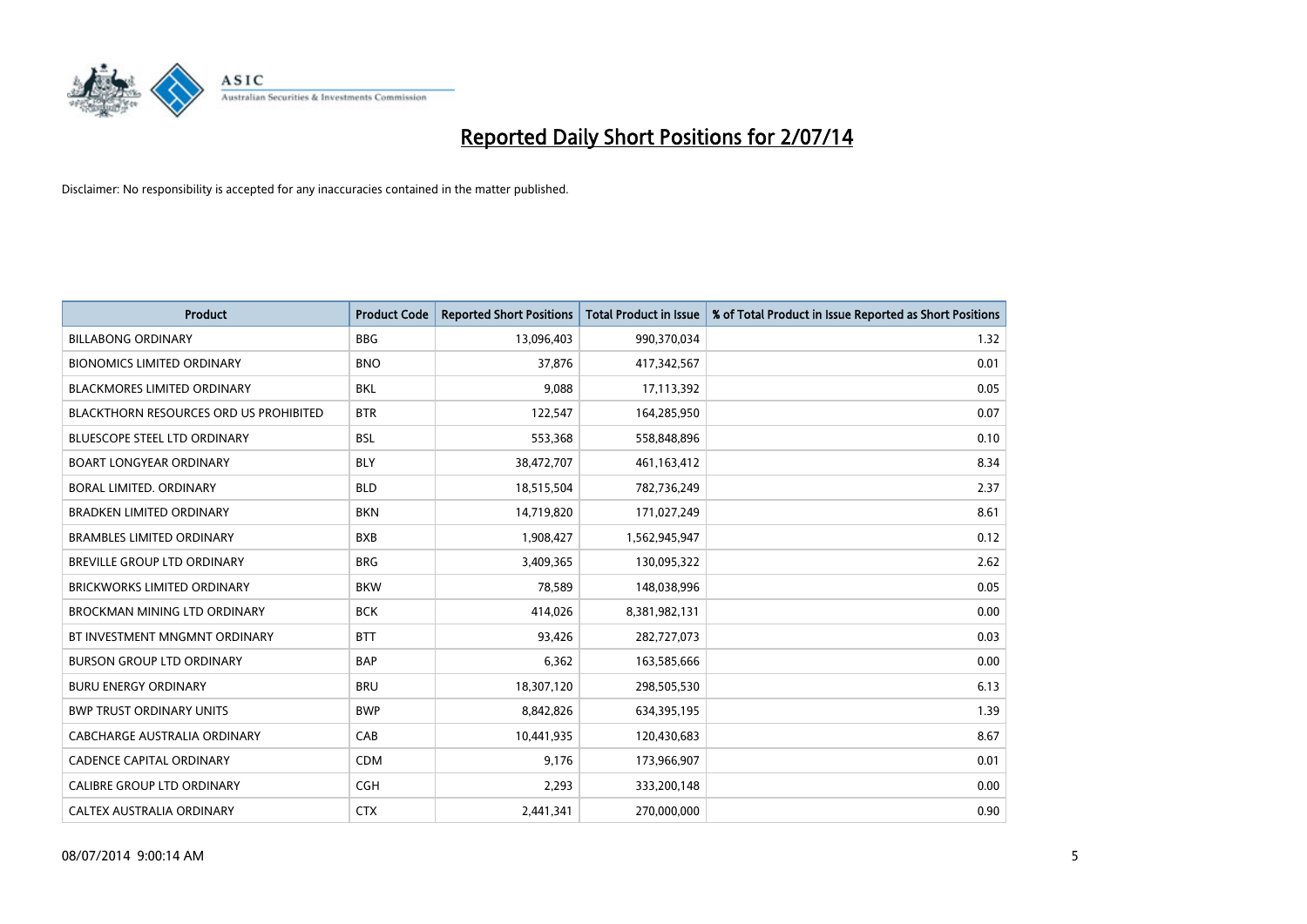# Reported Daily Short Positions for 2/07/14

Disclaimer: No responsibility is accepted for any inaccuracies contained in the matter published.

| Product | Product Code | Reported Short Positions | Total Product in Issue | % of Total Product in Issue Reported as Short Positions |
|---|---|---|---|---|
| BILLABONG ORDINARY | BBG | 13,096,403 | 990,370,034 | 1.32 |
| BIONOMICS LIMITED ORDINARY | BNO | 37,876 | 417,342,567 | 0.01 |
| BLACKMORES LIMITED ORDINARY | BKL | 9,088 | 17,113,392 | 0.05 |
| BLACKTHORN RESOURCES ORD US PROHIBITED | BTR | 122,547 | 164,285,950 | 0.07 |
| BLUESCOPE STEEL LTD ORDINARY | BSL | 553,368 | 558,848,896 | 0.10 |
| BOART LONGYEAR ORDINARY | BLY | 38,472,707 | 461,163,412 | 8.34 |
| BORAL LIMITED. ORDINARY | BLD | 18,515,504 | 782,736,249 | 2.37 |
| BRADKEN LIMITED ORDINARY | BKN | 14,719,820 | 171,027,249 | 8.61 |
| BRAMBLES LIMITED ORDINARY | BXB | 1,908,427 | 1,562,945,947 | 0.12 |
| BREVILLE GROUP LTD ORDINARY | BRG | 3,409,365 | 130,095,322 | 2.62 |
| BRICKWORKS LIMITED ORDINARY | BKW | 78,589 | 148,038,996 | 0.05 |
| BROCKMAN MINING LTD ORDINARY | BCK | 414,026 | 8,381,982,131 | 0.00 |
| BT INVESTMENT MNGMNT ORDINARY | BTT | 93,426 | 282,727,073 | 0.03 |
| BURSON GROUP LTD ORDINARY | BAP | 6,362 | 163,585,666 | 0.00 |
| BURU ENERGY ORDINARY | BRU | 18,307,120 | 298,505,530 | 6.13 |
| BWP TRUST ORDINARY UNITS | BWP | 8,842,826 | 634,395,195 | 1.39 |
| CABCHARGE AUSTRALIA ORDINARY | CAB | 10,441,935 | 120,430,683 | 8.67 |
| CADENCE CAPITAL ORDINARY | CDM | 9,176 | 173,966,907 | 0.01 |
| CALIBRE GROUP LTD ORDINARY | CGH | 2,293 | 333,200,148 | 0.00 |
| CALTEX AUSTRALIA ORDINARY | CTX | 2,441,341 | 270,000,000 | 0.90 |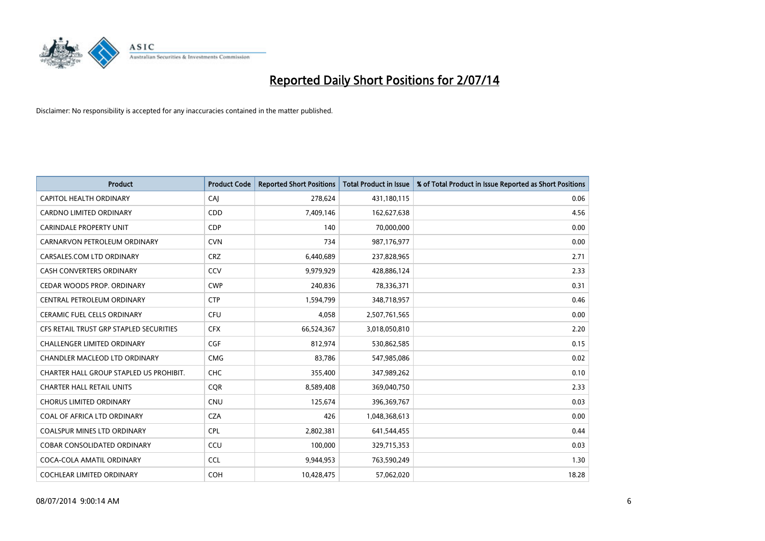# Reported Daily Short Positions for 2/07/14

Disclaimer: No responsibility is accepted for any inaccuracies contained in the matter published.

| Product | Product Code | Reported Short Positions | Total Product in Issue | % of Total Product in Issue Reported as Short Positions |
|---|---|---|---|---|
| CAPITOL HEALTH ORDINARY | CAJ | 278,624 | 431,180,115 | 0.06 |
| CARDNO LIMITED ORDINARY | CDD | 7,409,146 | 162,627,638 | 4.56 |
| CARINDALE PROPERTY UNIT | CDP | 140 | 70,000,000 | 0.00 |
| CARNARVON PETROLEUM ORDINARY | CVN | 734 | 987,176,977 | 0.00 |
| CARSALES.COM LTD ORDINARY | CRZ | 6,440,689 | 237,828,965 | 2.71 |
| CASH CONVERTERS ORDINARY | CCV | 9,979,929 | 428,886,124 | 2.33 |
| CEDAR WOODS PROP. ORDINARY | CWP | 240,836 | 78,336,371 | 0.31 |
| CENTRAL PETROLEUM ORDINARY | CTP | 1,594,799 | 348,718,957 | 0.46 |
| CERAMIC FUEL CELLS ORDINARY | CFU | 4,058 | 2,507,761,565 | 0.00 |
| CFS RETAIL TRUST GRP STAPLED SECURITIES | CFX | 66,524,367 | 3,018,050,810 | 2.20 |
| CHALLENGER LIMITED ORDINARY | CGF | 812,974 | 530,862,585 | 0.15 |
| CHANDLER MACLEOD LTD ORDINARY | CMG | 83,786 | 547,985,086 | 0.02 |
| CHARTER HALL GROUP STAPLED US PROHIBIT. | CHC | 355,400 | 347,989,262 | 0.10 |
| CHARTER HALL RETAIL UNITS | CQR | 8,589,408 | 369,040,750 | 2.33 |
| CHORUS LIMITED ORDINARY | CNU | 125,674 | 396,369,767 | 0.03 |
| COAL OF AFRICA LTD ORDINARY | CZA | 426 | 1,048,368,613 | 0.00 |
| COALSPUR MINES LTD ORDINARY | CPL | 2,802,381 | 641,544,455 | 0.44 |
| COBAR CONSOLIDATED ORDINARY | CCU | 100,000 | 329,715,353 | 0.03 |
| COCA-COLA AMATIL ORDINARY | CCL | 9,944,953 | 763,590,249 | 1.30 |
| COCHLEAR LIMITED ORDINARY | COH | 10,428,475 | 57,062,020 | 18.28 |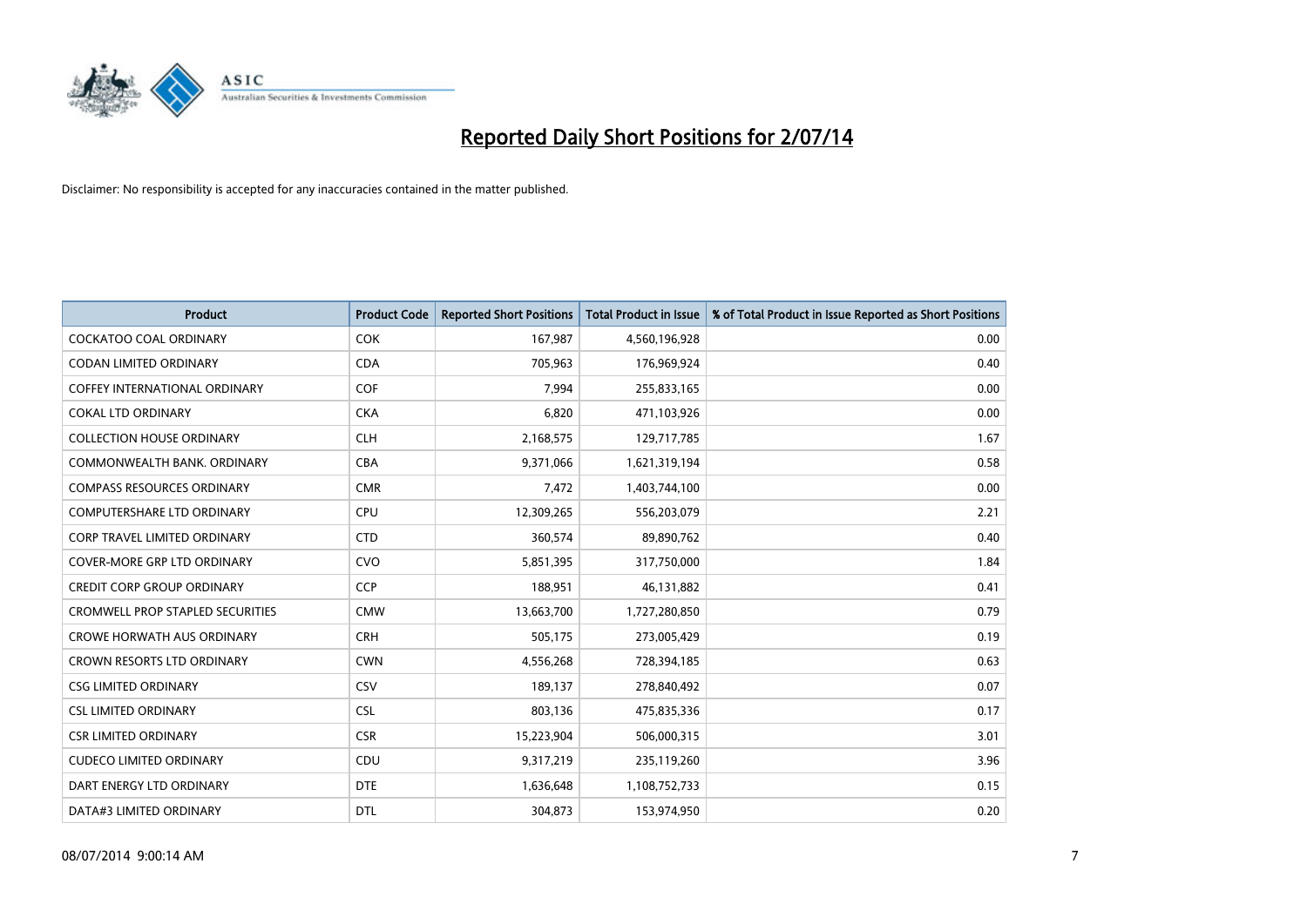# Reported Daily Short Positions for 2/07/14

Disclaimer: No responsibility is accepted for any inaccuracies contained in the matter published.

| Product | Product Code | Reported Short Positions | Total Product in Issue | % of Total Product in Issue Reported as Short Positions |
|---|---|---|---|---|
| COCKATOO COAL ORDINARY | COK | 167,987 | 4,560,196,928 | 0.00 |
| CODAN LIMITED ORDINARY | CDA | 705,963 | 176,969,924 | 0.40 |
| COFFEY INTERNATIONAL ORDINARY | COF | 7,994 | 255,833,165 | 0.00 |
| COKAL LTD ORDINARY | CKA | 6,820 | 471,103,926 | 0.00 |
| COLLECTION HOUSE ORDINARY | CLH | 2,168,575 | 129,717,785 | 1.67 |
| COMMONWEALTH BANK. ORDINARY | CBA | 9,371,066 | 1,621,319,194 | 0.58 |
| COMPASS RESOURCES ORDINARY | CMR | 7,472 | 1,403,744,100 | 0.00 |
| COMPUTERSHARE LTD ORDINARY | CPU | 12,309,265 | 556,203,079 | 2.21 |
| CORP TRAVEL LIMITED ORDINARY | CTD | 360,574 | 89,890,762 | 0.40 |
| COVER-MORE GRP LTD ORDINARY | CVO | 5,851,395 | 317,750,000 | 1.84 |
| CREDIT CORP GROUP ORDINARY | CCP | 188,951 | 46,131,882 | 0.41 |
| CROMWELL PROP STAPLED SECURITIES | CMW | 13,663,700 | 1,727,280,850 | 0.79 |
| CROWE HORWATH AUS ORDINARY | CRH | 505,175 | 273,005,429 | 0.19 |
| CROWN RESORTS LTD ORDINARY | CWN | 4,556,268 | 728,394,185 | 0.63 |
| CSG LIMITED ORDINARY | CSV | 189,137 | 278,840,492 | 0.07 |
| CSL LIMITED ORDINARY | CSL | 803,136 | 475,835,336 | 0.17 |
| CSR LIMITED ORDINARY | CSR | 15,223,904 | 506,000,315 | 3.01 |
| CUDECO LIMITED ORDINARY | CDU | 9,317,219 | 235,119,260 | 3.96 |
| DART ENERGY LTD ORDINARY | DTE | 1,636,648 | 1,108,752,733 | 0.15 |
| DATA#3 LIMITED ORDINARY | DTL | 304,873 | 153,974,950 | 0.20 |

08/07/2014 9:00:14 AM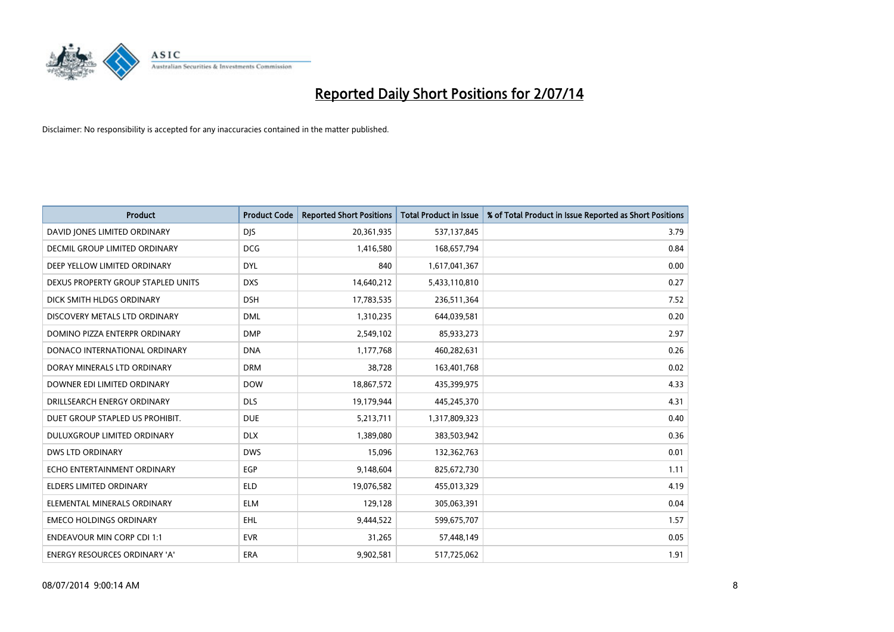# Reported Daily Short Positions for 2/07/14

Disclaimer: No responsibility is accepted for any inaccuracies contained in the matter published.

| Product | Product Code | Reported Short Positions | Total Product in Issue | % of Total Product in Issue Reported as Short Positions |
|---|---|---|---|---|
| DAVID JONES LIMITED ORDINARY | DJS | 20,361,935 | 537,137,845 | 3.79 |
| DECMIL GROUP LIMITED ORDINARY | DCG | 1,416,580 | 168,657,794 | 0.84 |
| DEEP YELLOW LIMITED ORDINARY | DYL | 840 | 1,617,041,367 | 0.00 |
| DEXUS PROPERTY GROUP STAPLED UNITS | DXS | 14,640,212 | 5,433,110,810 | 0.27 |
| DICK SMITH HLDGS ORDINARY | DSH | 17,783,535 | 236,511,364 | 7.52 |
| DISCOVERY METALS LTD ORDINARY | DML | 1,310,235 | 644,039,581 | 0.20 |
| DOMINO PIZZA ENTERPR ORDINARY | DMP | 2,549,102 | 85,933,273 | 2.97 |
| DONACO INTERNATIONAL ORDINARY | DNA | 1,177,768 | 460,282,631 | 0.26 |
| DORAY MINERALS LTD ORDINARY | DRM | 38,728 | 163,401,768 | 0.02 |
| DOWNER EDI LIMITED ORDINARY | DOW | 18,867,572 | 435,399,975 | 4.33 |
| DRILLSEARCH ENERGY ORDINARY | DLS | 19,179,944 | 445,245,370 | 4.31 |
| DUET GROUP STAPLED US PROHIBIT. | DUE | 5,213,711 | 1,317,809,323 | 0.40 |
| DULUXGROUP LIMITED ORDINARY | DLX | 1,389,080 | 383,503,942 | 0.36 |
| DWS LTD ORDINARY | DWS | 15,096 | 132,362,763 | 0.01 |
| ECHO ENTERTAINMENT ORDINARY | EGP | 9,148,604 | 825,672,730 | 1.11 |
| ELDERS LIMITED ORDINARY | ELD | 19,076,582 | 455,013,329 | 4.19 |
| ELEMENTAL MINERALS ORDINARY | ELM | 129,128 | 305,063,391 | 0.04 |
| EMECO HOLDINGS ORDINARY | EHL | 9,444,522 | 599,675,707 | 1.57 |
| ENDEAVOUR MIN CORP CDI 1:1 | EVR | 31,265 | 57,448,149 | 0.05 |
| ENERGY RESOURCES ORDINARY 'A' | ERA | 9,902,581 | 517,725,062 | 1.91 |

08/07/2014 9:00:14 AM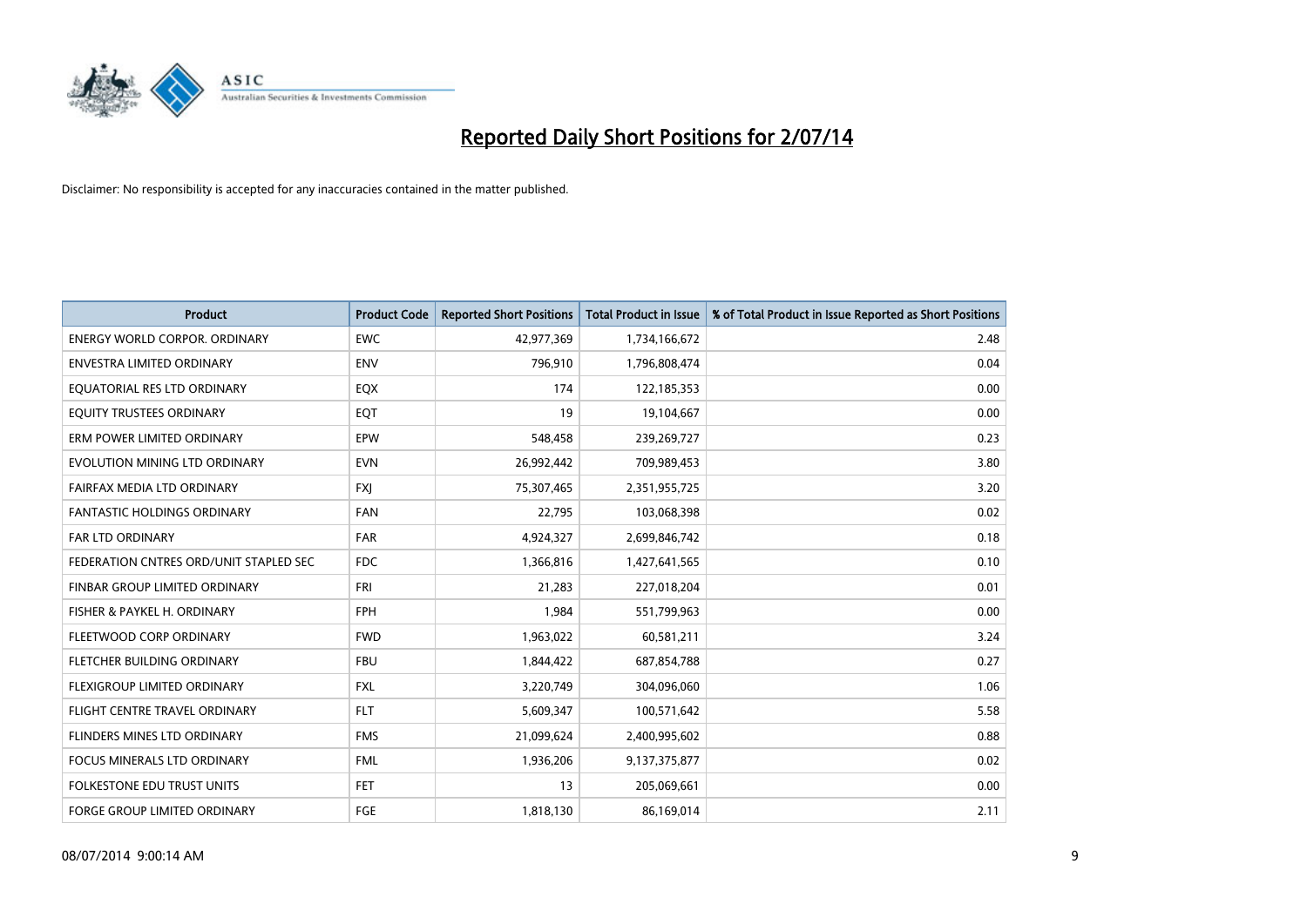# Reported Daily Short Positions for 2/07/14

Disclaimer: No responsibility is accepted for any inaccuracies contained in the matter published.

| Product | Product Code | Reported Short Positions | Total Product in Issue | % of Total Product in Issue Reported as Short Positions |
|---|---|---|---|---|
| ENERGY WORLD CORPOR. ORDINARY | EWC | 42,977,369 | 1,734,166,672 | 2.48 |
| ENVESTRA LIMITED ORDINARY | ENV | 796,910 | 1,796,808,474 | 0.04 |
| EQUATORIAL RES LTD ORDINARY | EQX | 174 | 122,185,353 | 0.00 |
| EQUITY TRUSTEES ORDINARY | EQT | 19 | 19,104,667 | 0.00 |
| ERM POWER LIMITED ORDINARY | EPW | 548,458 | 239,269,727 | 0.23 |
| EVOLUTION MINING LTD ORDINARY | EVN | 26,992,442 | 709,989,453 | 3.80 |
| FAIRFAX MEDIA LTD ORDINARY | FXJ | 75,307,465 | 2,351,955,725 | 3.20 |
| FANTASTIC HOLDINGS ORDINARY | FAN | 22,795 | 103,068,398 | 0.02 |
| FAR LTD ORDINARY | FAR | 4,924,327 | 2,699,846,742 | 0.18 |
| FEDERATION CNTRES ORD/UNIT STAPLED SEC | FDC | 1,366,816 | 1,427,641,565 | 0.10 |
| FINBAR GROUP LIMITED ORDINARY | FRI | 21,283 | 227,018,204 | 0.01 |
| FISHER & PAYKEL H. ORDINARY | FPH | 1,984 | 551,799,963 | 0.00 |
| FLEETWOOD CORP ORDINARY | FWD | 1,963,022 | 60,581,211 | 3.24 |
| FLETCHER BUILDING ORDINARY | FBU | 1,844,422 | 687,854,788 | 0.27 |
| FLEXIGROUP LIMITED ORDINARY | FXL | 3,220,749 | 304,096,060 | 1.06 |
| FLIGHT CENTRE TRAVEL ORDINARY | FLT | 5,609,347 | 100,571,642 | 5.58 |
| FLINDERS MINES LTD ORDINARY | FMS | 21,099,624 | 2,400,995,602 | 0.88 |
| FOCUS MINERALS LTD ORDINARY | FML | 1,936,206 | 9,137,375,877 | 0.02 |
| FOLKESTONE EDU TRUST UNITS | FET | 13 | 205,069,661 | 0.00 |
| FORGE GROUP LIMITED ORDINARY | FGE | 1,818,130 | 86,169,014 | 2.11 |

08/07/2014 9:00:14 AM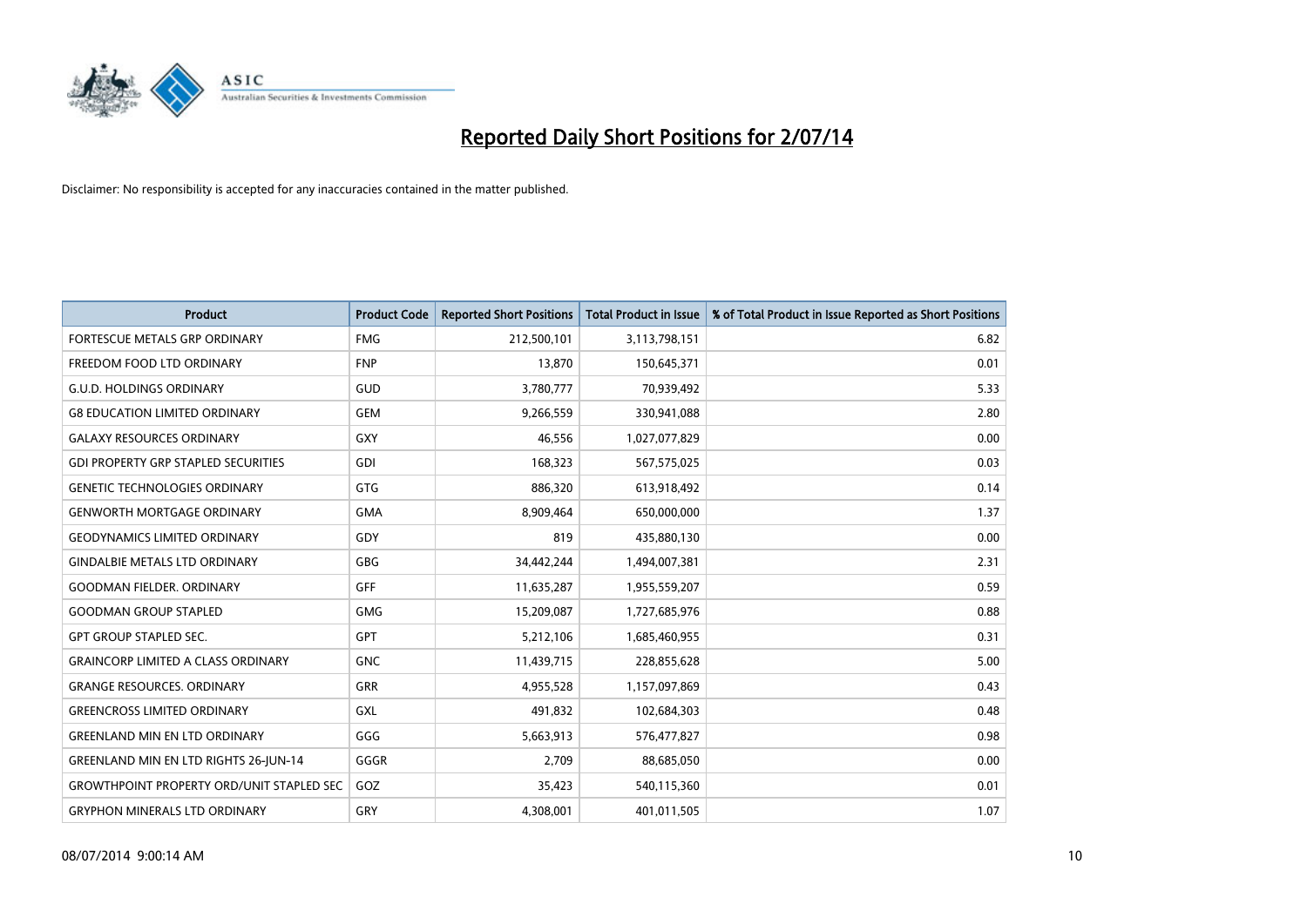# Reported Daily Short Positions for 2/07/14

Disclaimer: No responsibility is accepted for any inaccuracies contained in the matter published.

| Product | Product Code | Reported Short Positions | Total Product in Issue | % of Total Product in Issue Reported as Short Positions |
|---|---|---|---|---|
| FORTESCUE METALS GRP ORDINARY | FMG | 212,500,101 | 3,113,798,151 | 6.82 |
| FREEDOM FOOD LTD ORDINARY | FNP | 13,870 | 150,645,371 | 0.01 |
| G.U.D. HOLDINGS ORDINARY | GUD | 3,780,777 | 70,939,492 | 5.33 |
| G8 EDUCATION LIMITED ORDINARY | GEM | 9,266,559 | 330,941,088 | 2.80 |
| GALAXY RESOURCES ORDINARY | GXY | 46,556 | 1,027,077,829 | 0.00 |
| GDI PROPERTY GRP STAPLED SECURITIES | GDI | 168,323 | 567,575,025 | 0.03 |
| GENETIC TECHNOLOGIES ORDINARY | GTG | 886,320 | 613,918,492 | 0.14 |
| GENWORTH MORTGAGE ORDINARY | GMA | 8,909,464 | 650,000,000 | 1.37 |
| GEODYNAMICS LIMITED ORDINARY | GDY | 819 | 435,880,130 | 0.00 |
| GINDALBIE METALS LTD ORDINARY | GBG | 34,442,244 | 1,494,007,381 | 2.31 |
| GOODMAN FIELDER. ORDINARY | GFF | 11,635,287 | 1,955,559,207 | 0.59 |
| GOODMAN GROUP STAPLED | GMG | 15,209,087 | 1,727,685,976 | 0.88 |
| GPT GROUP STAPLED SEC. | GPT | 5,212,106 | 1,685,460,955 | 0.31 |
| GRAINCORP LIMITED A CLASS ORDINARY | GNC | 11,439,715 | 228,855,628 | 5.00 |
| GRANGE RESOURCES. ORDINARY | GRR | 4,955,528 | 1,157,097,869 | 0.43 |
| GREENCROSS LIMITED ORDINARY | GXL | 491,832 | 102,684,303 | 0.48 |
| GREENLAND MIN EN LTD ORDINARY | GGG | 5,663,913 | 576,477,827 | 0.98 |
| GREENLAND MIN EN LTD RIGHTS 26-JUN-14 | GGGR | 2,709 | 88,685,050 | 0.00 |
| GROWTHPOINT PROPERTY ORD/UNIT STAPLED SEC | GOZ | 35,423 | 540,115,360 | 0.01 |
| GRYPHON MINERALS LTD ORDINARY | GRY | 4,308,001 | 401,011,505 | 1.07 |

08/07/2014 9:00:14 AM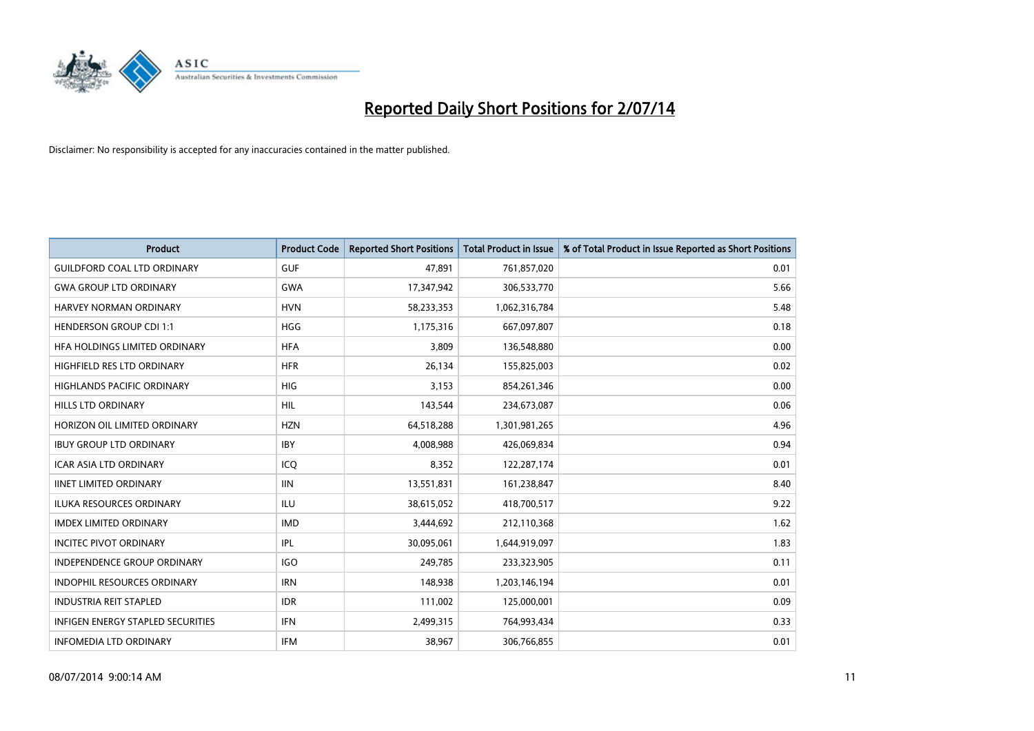# Reported Daily Short Positions for 2/07/14

Disclaimer: No responsibility is accepted for any inaccuracies contained in the matter published.

| Product | Product Code | Reported Short Positions | Total Product in Issue | % of Total Product in Issue Reported as Short Positions |
|---|---|---|---|---|
| GUILDFORD COAL LTD ORDINARY | GUF | 47,891 | 761,857,020 | 0.01 |
| GWA GROUP LTD ORDINARY | GWA | 17,347,942 | 306,533,770 | 5.66 |
| HARVEY NORMAN ORDINARY | HVN | 58,233,353 | 1,062,316,784 | 5.48 |
| HENDERSON GROUP CDI 1:1 | HGG | 1,175,316 | 667,097,807 | 0.18 |
| HFA HOLDINGS LIMITED ORDINARY | HFA | 3,809 | 136,548,880 | 0.00 |
| HIGHFIELD RES LTD ORDINARY | HFR | 26,134 | 155,825,003 | 0.02 |
| HIGHLANDS PACIFIC ORDINARY | HIG | 3,153 | 854,261,346 | 0.00 |
| HILLS LTD ORDINARY | HIL | 143,544 | 234,673,087 | 0.06 |
| HORIZON OIL LIMITED ORDINARY | HZN | 64,518,288 | 1,301,981,265 | 4.96 |
| IBUY GROUP LTD ORDINARY | IBY | 4,008,988 | 426,069,834 | 0.94 |
| ICAR ASIA LTD ORDINARY | ICQ | 8,352 | 122,287,174 | 0.01 |
| IINET LIMITED ORDINARY | IIN | 13,551,831 | 161,238,847 | 8.40 |
| ILUKA RESOURCES ORDINARY | ILU | 38,615,052 | 418,700,517 | 9.22 |
| IMDEX LIMITED ORDINARY | IMD | 3,444,692 | 212,110,368 | 1.62 |
| INCITEC PIVOT ORDINARY | IPL | 30,095,061 | 1,644,919,097 | 1.83 |
| INDEPENDENCE GROUP ORDINARY | IGO | 249,785 | 233,323,905 | 0.11 |
| INDOPHIL RESOURCES ORDINARY | IRN | 148,938 | 1,203,146,194 | 0.01 |
| INDUSTRIA REIT STAPLED | IDR | 111,002 | 125,000,001 | 0.09 |
| INFIGEN ENERGY STAPLED SECURITIES | IFN | 2,499,315 | 764,993,434 | 0.33 |
| INFOMEDIA LTD ORDINARY | IFM | 38,967 | 306,766,855 | 0.01 |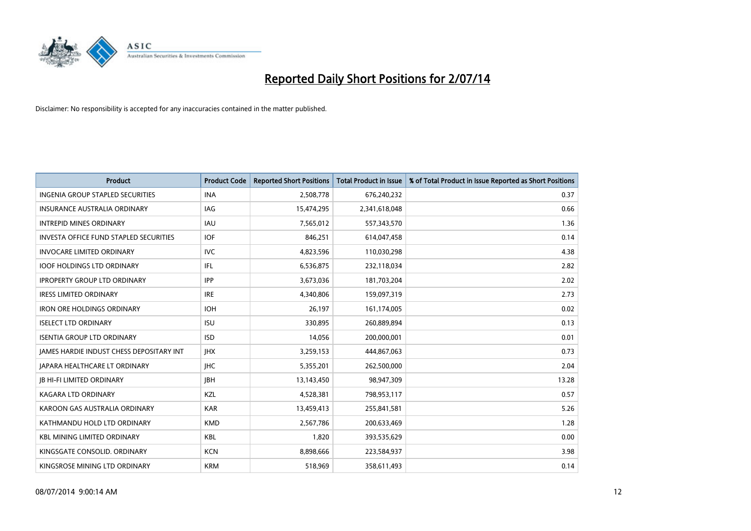# Reported Daily Short Positions for 2/07/14

Disclaimer: No responsibility is accepted for any inaccuracies contained in the matter published.

| Product | Product Code | Reported Short Positions | Total Product in Issue | % of Total Product in Issue Reported as Short Positions |
|---|---|---|---|---|
| INGENIA GROUP STAPLED SECURITIES | INA | 2,508,778 | 676,240,232 | 0.37 |
| INSURANCE AUSTRALIA ORDINARY | IAG | 15,474,295 | 2,341,618,048 | 0.66 |
| INTREPID MINES ORDINARY | IAU | 7,565,012 | 557,343,570 | 1.36 |
| INVESTA OFFICE FUND STAPLED SECURITIES | IOF | 846,251 | 614,047,458 | 0.14 |
| INVOCARE LIMITED ORDINARY | IVC | 4,823,596 | 110,030,298 | 4.38 |
| IOOF HOLDINGS LTD ORDINARY | IFL | 6,536,875 | 232,118,034 | 2.82 |
| IPROPERTY GROUP LTD ORDINARY | IPP | 3,673,036 | 181,703,204 | 2.02 |
| IRESS LIMITED ORDINARY | IRE | 4,340,806 | 159,097,319 | 2.73 |
| IRON ORE HOLDINGS ORDINARY | IOH | 26,197 | 161,174,005 | 0.02 |
| ISELECT LTD ORDINARY | ISU | 330,895 | 260,889,894 | 0.13 |
| ISENTIA GROUP LTD ORDINARY | ISD | 14,056 | 200,000,001 | 0.01 |
| JAMES HARDIE INDUST CHESS DEPOSITARY INT | JHX | 3,259,153 | 444,867,063 | 0.73 |
| JAPARA HEALTHCARE LT ORDINARY | JHC | 5,355,201 | 262,500,000 | 2.04 |
| JB HI-FI LIMITED ORDINARY | JBH | 13,143,450 | 98,947,309 | 13.28 |
| KAGARA LTD ORDINARY | KZL | 4,528,381 | 798,953,117 | 0.57 |
| KAROON GAS AUSTRALIA ORDINARY | KAR | 13,459,413 | 255,841,581 | 5.26 |
| KATHMANDU HOLD LTD ORDINARY | KMD | 2,567,786 | 200,633,469 | 1.28 |
| KBL MINING LIMITED ORDINARY | KBL | 1,820 | 393,535,629 | 0.00 |
| KINGSGATE CONSOLID. ORDINARY | KCN | 8,898,666 | 223,584,937 | 3.98 |
| KINGSROSE MINING LTD ORDINARY | KRM | 518,969 | 358,611,493 | 0.14 |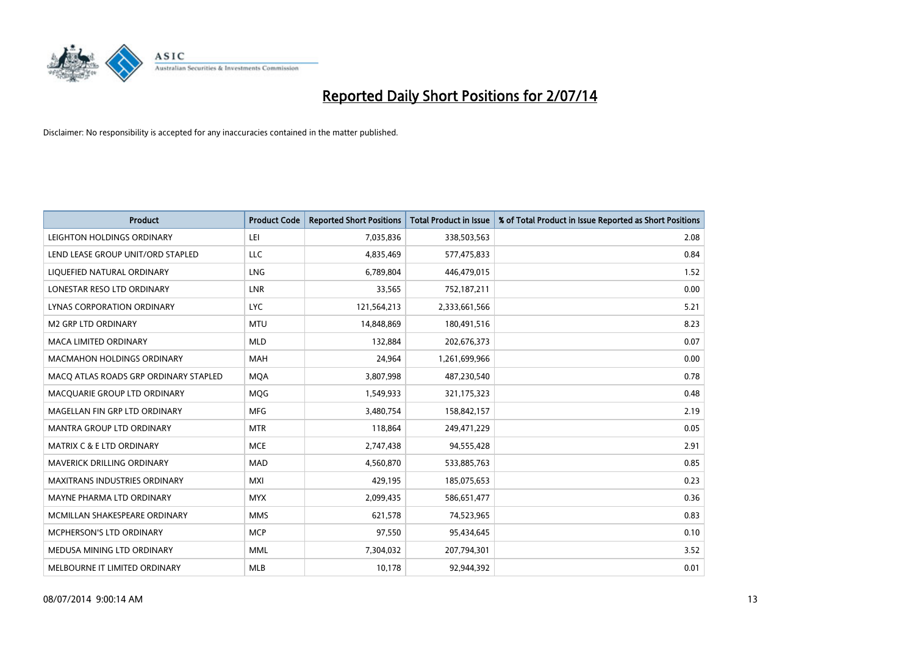# Reported Daily Short Positions for 2/07/14

Disclaimer: No responsibility is accepted for any inaccuracies contained in the matter published.

| Product | Product Code | Reported Short Positions | Total Product in Issue | % of Total Product in Issue Reported as Short Positions |
|---|---|---|---|---|
| LEIGHTON HOLDINGS ORDINARY | LEI | 7,035,836 | 338,503,563 | 2.08 |
| LEND LEASE GROUP UNIT/ORD STAPLED | LLC | 4,835,469 | 577,475,833 | 0.84 |
| LIQUEFIED NATURAL ORDINARY | LNG | 6,789,804 | 446,479,015 | 1.52 |
| LONESTAR RESO LTD ORDINARY | LNR | 33,565 | 752,187,211 | 0.00 |
| LYNAS CORPORATION ORDINARY | LYC | 121,564,213 | 2,333,661,566 | 5.21 |
| M2 GRP LTD ORDINARY | MTU | 14,848,869 | 180,491,516 | 8.23 |
| MACA LIMITED ORDINARY | MLD | 132,884 | 202,676,373 | 0.07 |
| MACMAHON HOLDINGS ORDINARY | MAH | 24,964 | 1,261,699,966 | 0.00 |
| MACQ ATLAS ROADS GRP ORDINARY STAPLED | MQA | 3,807,998 | 487,230,540 | 0.78 |
| MACQUARIE GROUP LTD ORDINARY | MQG | 1,549,933 | 321,175,323 | 0.48 |
| MAGELLAN FIN GRP LTD ORDINARY | MFG | 3,480,754 | 158,842,157 | 2.19 |
| MANTRA GROUP LTD ORDINARY | MTR | 118,864 | 249,471,229 | 0.05 |
| MATRIX C & E LTD ORDINARY | MCE | 2,747,438 | 94,555,428 | 2.91 |
| MAVERICK DRILLING ORDINARY | MAD | 4,560,870 | 533,885,763 | 0.85 |
| MAXITRANS INDUSTRIES ORDINARY | MXI | 429,195 | 185,075,653 | 0.23 |
| MAYNE PHARMA LTD ORDINARY | MYX | 2,099,435 | 586,651,477 | 0.36 |
| MCMILLAN SHAKESPEARE ORDINARY | MMS | 621,578 | 74,523,965 | 0.83 |
| MCPHERSON'S LTD ORDINARY | MCP | 97,550 | 95,434,645 | 0.10 |
| MEDUSA MINING LTD ORDINARY | MML | 7,304,032 | 207,794,301 | 3.52 |
| MELBOURNE IT LIMITED ORDINARY | MLB | 10,178 | 92,944,392 | 0.01 |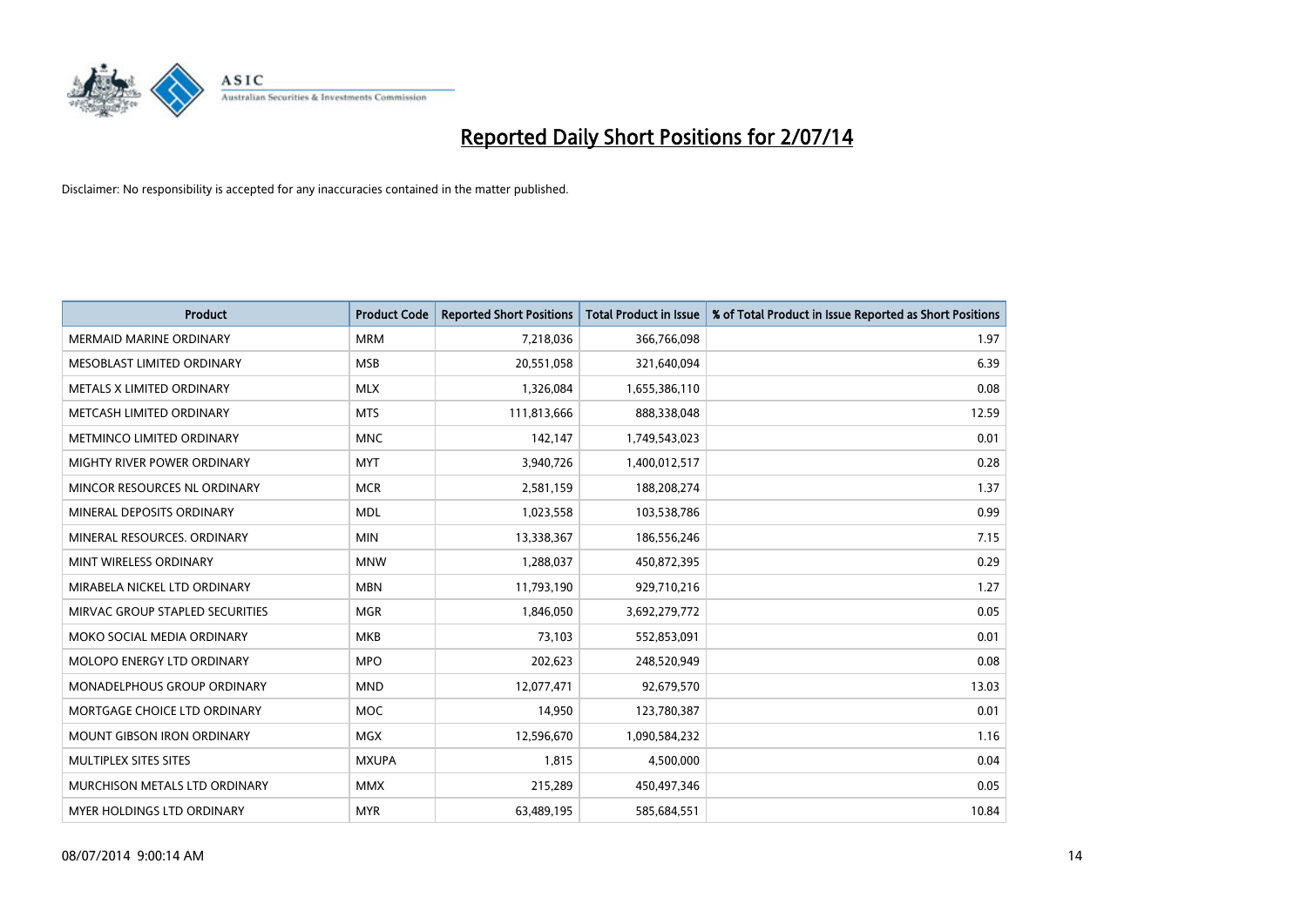# Reported Daily Short Positions for 2/07/14

Disclaimer: No responsibility is accepted for any inaccuracies contained in the matter published.

| Product | Product Code | Reported Short Positions | Total Product in Issue | % of Total Product in Issue Reported as Short Positions |
|---|---|---|---|---|
| MERMAID MARINE ORDINARY | MRM | 7,218,036 | 366,766,098 | 1.97 |
| MESOBLAST LIMITED ORDINARY | MSB | 20,551,058 | 321,640,094 | 6.39 |
| METALS X LIMITED ORDINARY | MLX | 1,326,084 | 1,655,386,110 | 0.08 |
| METCASH LIMITED ORDINARY | MTS | 111,813,666 | 888,338,048 | 12.59 |
| METMINCO LIMITED ORDINARY | MNC | 142,147 | 1,749,543,023 | 0.01 |
| MIGHTY RIVER POWER ORDINARY | MYT | 3,940,726 | 1,400,012,517 | 0.28 |
| MINCOR RESOURCES NL ORDINARY | MCR | 2,581,159 | 188,208,274 | 1.37 |
| MINERAL DEPOSITS ORDINARY | MDL | 1,023,558 | 103,538,786 | 0.99 |
| MINERAL RESOURCES. ORDINARY | MIN | 13,338,367 | 186,556,246 | 7.15 |
| MINT WIRELESS ORDINARY | MNW | 1,288,037 | 450,872,395 | 0.29 |
| MIRABELA NICKEL LTD ORDINARY | MBN | 11,793,190 | 929,710,216 | 1.27 |
| MIRVAC GROUP STAPLED SECURITIES | MGR | 1,846,050 | 3,692,279,772 | 0.05 |
| MOKO SOCIAL MEDIA ORDINARY | MKB | 73,103 | 552,853,091 | 0.01 |
| MOLOPO ENERGY LTD ORDINARY | MPO | 202,623 | 248,520,949 | 0.08 |
| MONADELPHOUS GROUP ORDINARY | MND | 12,077,471 | 92,679,570 | 13.03 |
| MORTGAGE CHOICE LTD ORDINARY | MOC | 14,950 | 123,780,387 | 0.01 |
| MOUNT GIBSON IRON ORDINARY | MGX | 12,596,670 | 1,090,584,232 | 1.16 |
| MULTIPLEX SITES SITES | MXUPA | 1,815 | 4,500,000 | 0.04 |
| MURCHISON METALS LTD ORDINARY | MMX | 215,289 | 450,497,346 | 0.05 |
| MYER HOLDINGS LTD ORDINARY | MYR | 63,489,195 | 585,684,551 | 10.84 |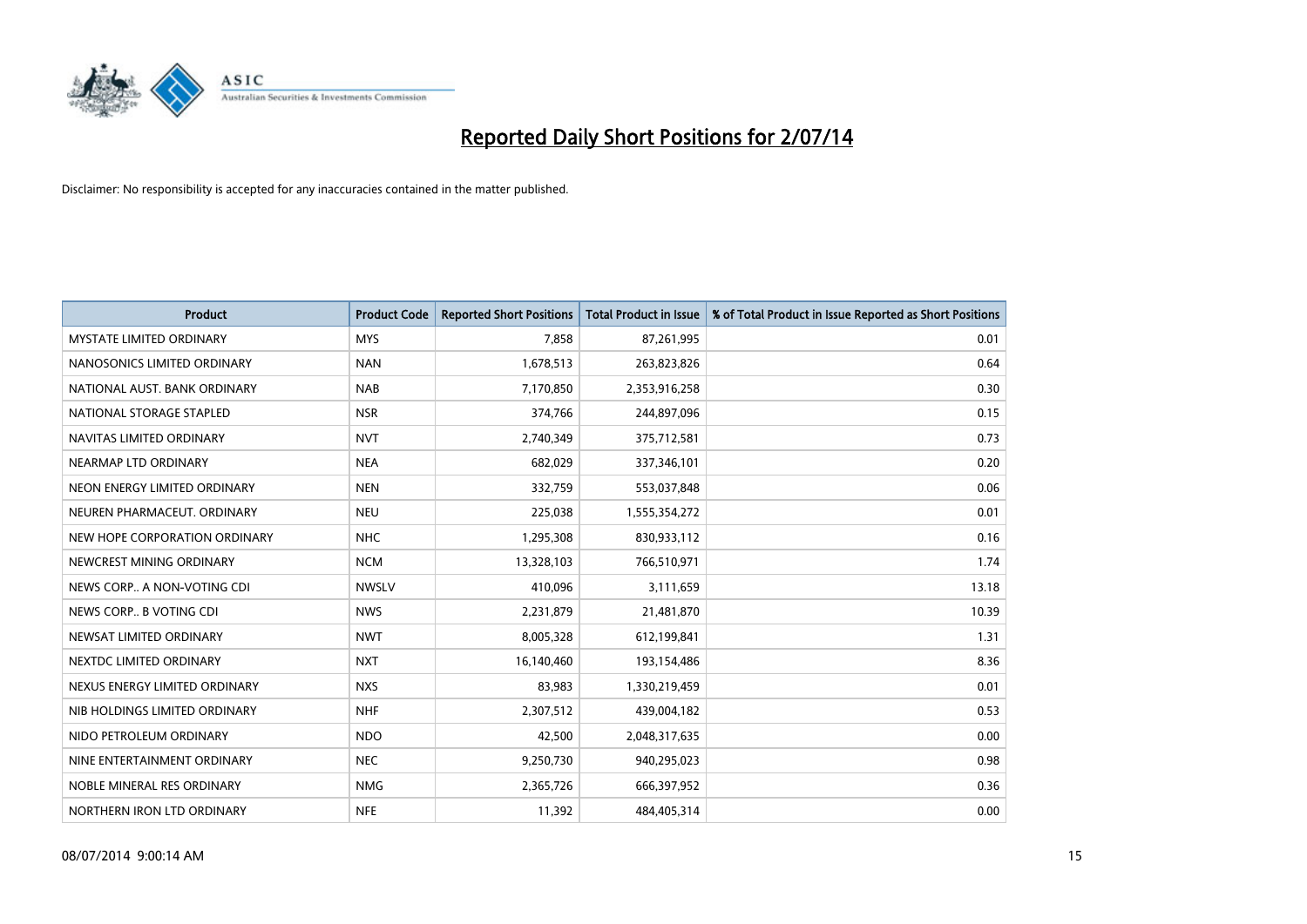# Reported Daily Short Positions for 2/07/14

Disclaimer: No responsibility is accepted for any inaccuracies contained in the matter published.

| Product | Product Code | Reported Short Positions | Total Product in Issue | % of Total Product in Issue Reported as Short Positions |
|---|---|---|---|---|
| MYSTATE LIMITED ORDINARY | MYS | 7,858 | 87,261,995 | 0.01 |
| NANOSONICS LIMITED ORDINARY | NAN | 1,678,513 | 263,823,826 | 0.64 |
| NATIONAL AUST. BANK ORDINARY | NAB | 7,170,850 | 2,353,916,258 | 0.30 |
| NATIONAL STORAGE STAPLED | NSR | 374,766 | 244,897,096 | 0.15 |
| NAVITAS LIMITED ORDINARY | NVT | 2,740,349 | 375,712,581 | 0.73 |
| NEARMAP LTD ORDINARY | NEA | 682,029 | 337,346,101 | 0.20 |
| NEON ENERGY LIMITED ORDINARY | NEN | 332,759 | 553,037,848 | 0.06 |
| NEUREN PHARMACEUT. ORDINARY | NEU | 225,038 | 1,555,354,272 | 0.01 |
| NEW HOPE CORPORATION ORDINARY | NHC | 1,295,308 | 830,933,112 | 0.16 |
| NEWCREST MINING ORDINARY | NCM | 13,328,103 | 766,510,971 | 1.74 |
| NEWS CORP.. A NON-VOTING CDI | NWSLV | 410,096 | 3,111,659 | 13.18 |
| NEWS CORP.. B VOTING CDI | NWS | 2,231,879 | 21,481,870 | 10.39 |
| NEWSAT LIMITED ORDINARY | NWT | 8,005,328 | 612,199,841 | 1.31 |
| NEXTDC LIMITED ORDINARY | NXT | 16,140,460 | 193,154,486 | 8.36 |
| NEXUS ENERGY LIMITED ORDINARY | NXS | 83,983 | 1,330,219,459 | 0.01 |
| NIB HOLDINGS LIMITED ORDINARY | NHF | 2,307,512 | 439,004,182 | 0.53 |
| NIDO PETROLEUM ORDINARY | NDO | 42,500 | 2,048,317,635 | 0.00 |
| NINE ENTERTAINMENT ORDINARY | NEC | 9,250,730 | 940,295,023 | 0.98 |
| NOBLE MINERAL RES ORDINARY | NMG | 2,365,726 | 666,397,952 | 0.36 |
| NORTHERN IRON LTD ORDINARY | NFE | 11,392 | 484,405,314 | 0.00 |

08/07/2014 9:00:14 AM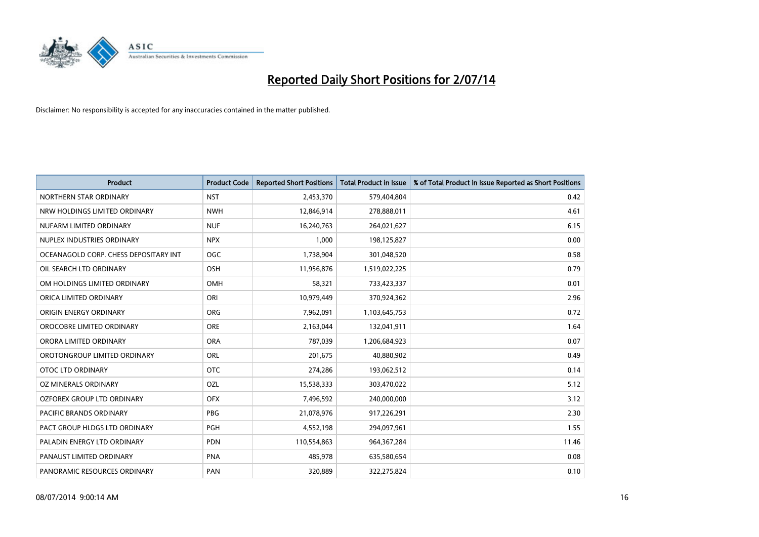# Reported Daily Short Positions for 2/07/14

Disclaimer: No responsibility is accepted for any inaccuracies contained in the matter published.

| Product | Product Code | Reported Short Positions | Total Product in Issue | % of Total Product in Issue Reported as Short Positions |
|---|---|---|---|---|
| NORTHERN STAR ORDINARY | NST | 2,453,370 | 579,404,804 | 0.42 |
| NRW HOLDINGS LIMITED ORDINARY | NWH | 12,846,914 | 278,888,011 | 4.61 |
| NUFARM LIMITED ORDINARY | NUF | 16,240,763 | 264,021,627 | 6.15 |
| NUPLEX INDUSTRIES ORDINARY | NPX | 1,000 | 198,125,827 | 0.00 |
| OCEANAGOLD CORP. CHESS DEPOSITARY INT | OGC | 1,738,904 | 301,048,520 | 0.58 |
| OIL SEARCH LTD ORDINARY | OSH | 11,956,876 | 1,519,022,225 | 0.79 |
| OM HOLDINGS LIMITED ORDINARY | OMH | 58,321 | 733,423,337 | 0.01 |
| ORICA LIMITED ORDINARY | ORI | 10,979,449 | 370,924,362 | 2.96 |
| ORIGIN ENERGY ORDINARY | ORG | 7,962,091 | 1,103,645,753 | 0.72 |
| OROCOBRE LIMITED ORDINARY | ORE | 2,163,044 | 132,041,911 | 1.64 |
| ORORA LIMITED ORDINARY | ORA | 787,039 | 1,206,684,923 | 0.07 |
| OROTONGROUP LIMITED ORDINARY | ORL | 201,675 | 40,880,902 | 0.49 |
| OTOC LTD ORDINARY | OTC | 274,286 | 193,062,512 | 0.14 |
| OZ MINERALS ORDINARY | OZL | 15,538,333 | 303,470,022 | 5.12 |
| OZFOREX GROUP LTD ORDINARY | OFX | 7,496,592 | 240,000,000 | 3.12 |
| PACIFIC BRANDS ORDINARY | PBG | 21,078,976 | 917,226,291 | 2.30 |
| PACT GROUP HLDGS LTD ORDINARY | PGH | 4,552,198 | 294,097,961 | 1.55 |
| PALADIN ENERGY LTD ORDINARY | PDN | 110,554,863 | 964,367,284 | 11.46 |
| PANAUST LIMITED ORDINARY | PNA | 485,978 | 635,580,654 | 0.08 |
| PANORAMIC RESOURCES ORDINARY | PAN | 320,889 | 322,275,824 | 0.10 |

08/07/2014 9:00:14 AM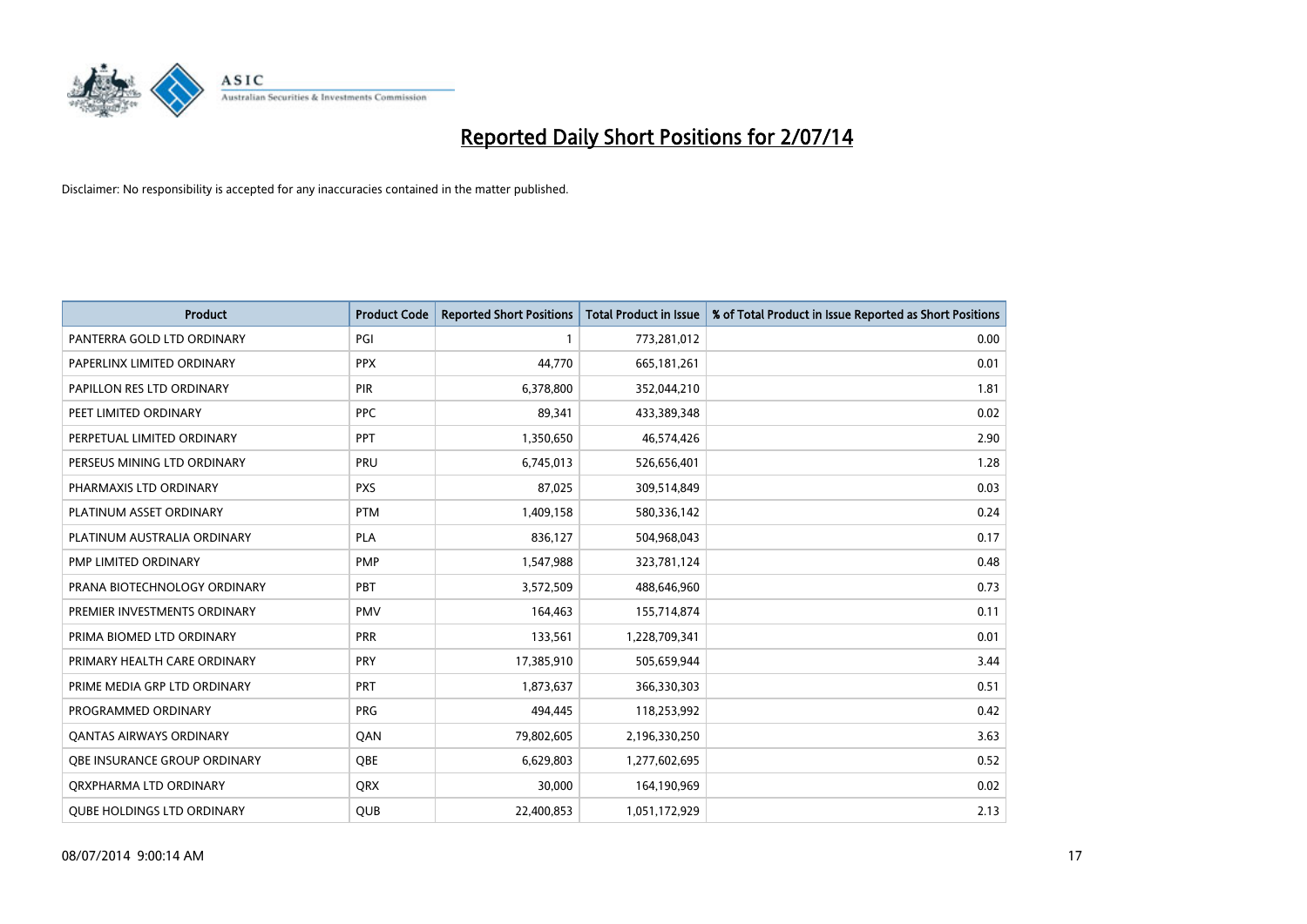# Reported Daily Short Positions for 2/07/14

Disclaimer: No responsibility is accepted for any inaccuracies contained in the matter published.

| Product | Product Code | Reported Short Positions | Total Product in Issue | % of Total Product in Issue Reported as Short Positions |
|---|---|---|---|---|
| PANTERRA GOLD LTD ORDINARY | PGI | 1 | 773,281,012 | 0.00 |
| PAPERLINX LIMITED ORDINARY | PPX | 44,770 | 665,181,261 | 0.01 |
| PAPILLON RES LTD ORDINARY | PIR | 6,378,800 | 352,044,210 | 1.81 |
| PEET LIMITED ORDINARY | PPC | 89,341 | 433,389,348 | 0.02 |
| PERPETUAL LIMITED ORDINARY | PPT | 1,350,650 | 46,574,426 | 2.90 |
| PERSEUS MINING LTD ORDINARY | PRU | 6,745,013 | 526,656,401 | 1.28 |
| PHARMAXIS LTD ORDINARY | PXS | 87,025 | 309,514,849 | 0.03 |
| PLATINUM ASSET ORDINARY | PTM | 1,409,158 | 580,336,142 | 0.24 |
| PLATINUM AUSTRALIA ORDINARY | PLA | 836,127 | 504,968,043 | 0.17 |
| PMP LIMITED ORDINARY | PMP | 1,547,988 | 323,781,124 | 0.48 |
| PRANA BIOTECHNOLOGY ORDINARY | PBT | 3,572,509 | 488,646,960 | 0.73 |
| PREMIER INVESTMENTS ORDINARY | PMV | 164,463 | 155,714,874 | 0.11 |
| PRIMA BIOMED LTD ORDINARY | PRR | 133,561 | 1,228,709,341 | 0.01 |
| PRIMARY HEALTH CARE ORDINARY | PRY | 17,385,910 | 505,659,944 | 3.44 |
| PRIME MEDIA GRP LTD ORDINARY | PRT | 1,873,637 | 366,330,303 | 0.51 |
| PROGRAMMED ORDINARY | PRG | 494,445 | 118,253,992 | 0.42 |
| QANTAS AIRWAYS ORDINARY | QAN | 79,802,605 | 2,196,330,250 | 3.63 |
| QBE INSURANCE GROUP ORDINARY | QBE | 6,629,803 | 1,277,602,695 | 0.52 |
| QRXPHARMA LTD ORDINARY | QRX | 30,000 | 164,190,969 | 0.02 |
| QUBE HOLDINGS LTD ORDINARY | QUB | 22,400,853 | 1,051,172,929 | 2.13 |

08/07/2014 9:00:14 AM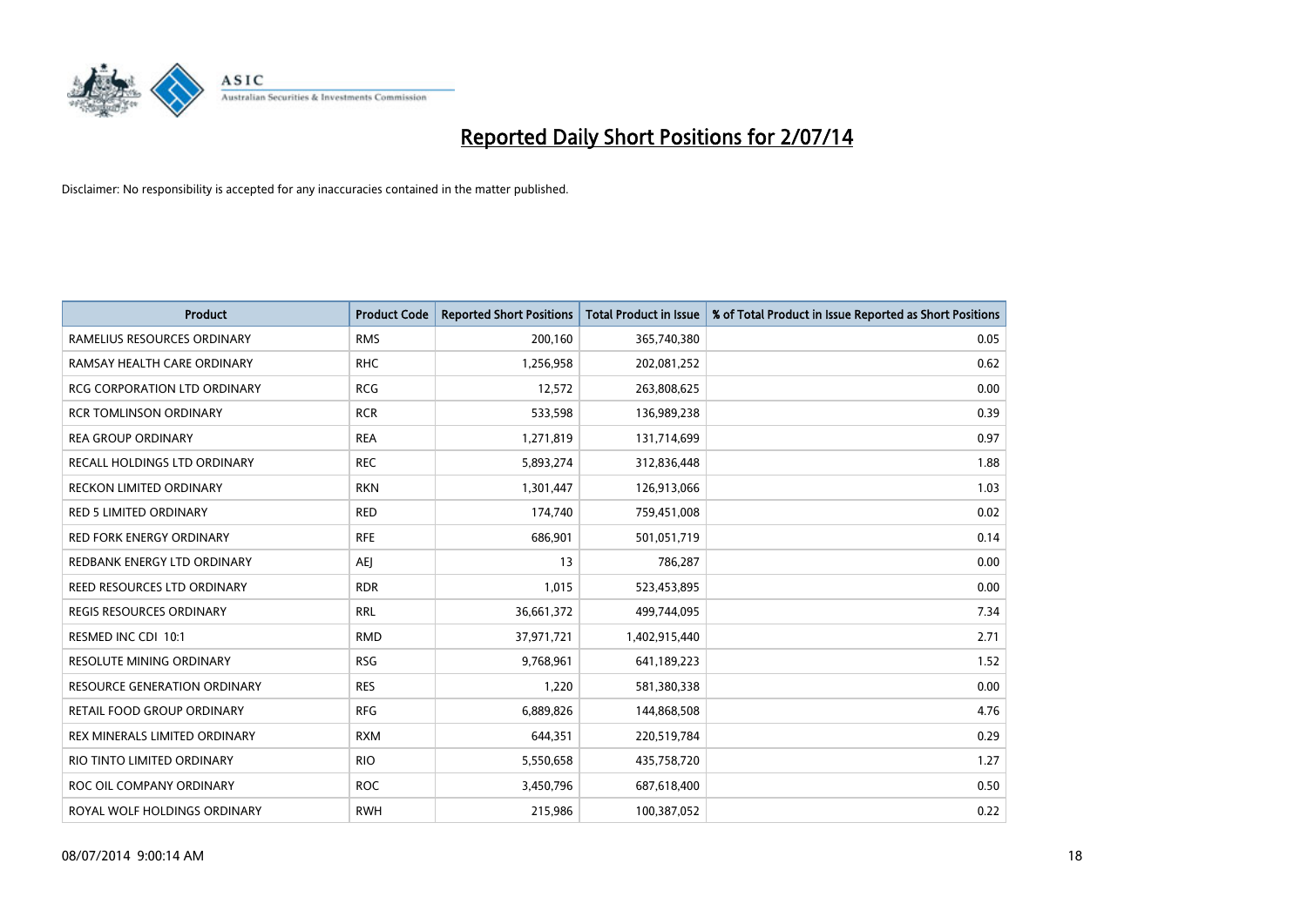# Reported Daily Short Positions for 2/07/14

Disclaimer: No responsibility is accepted for any inaccuracies contained in the matter published.

| Product | Product Code | Reported Short Positions | Total Product in Issue | % of Total Product in Issue Reported as Short Positions |
|---|---|---|---|---|
| RAMELIUS RESOURCES ORDINARY | RMS | 200,160 | 365,740,380 | 0.05 |
| RAMSAY HEALTH CARE ORDINARY | RHC | 1,256,958 | 202,081,252 | 0.62 |
| RCG CORPORATION LTD ORDINARY | RCG | 12,572 | 263,808,625 | 0.00 |
| RCR TOMLINSON ORDINARY | RCR | 533,598 | 136,989,238 | 0.39 |
| REA GROUP ORDINARY | REA | 1,271,819 | 131,714,699 | 0.97 |
| RECALL HOLDINGS LTD ORDINARY | REC | 5,893,274 | 312,836,448 | 1.88 |
| RECKON LIMITED ORDINARY | RKN | 1,301,447 | 126,913,066 | 1.03 |
| RED 5 LIMITED ORDINARY | RED | 174,740 | 759,451,008 | 0.02 |
| RED FORK ENERGY ORDINARY | RFE | 686,901 | 501,051,719 | 0.14 |
| REDBANK ENERGY LTD ORDINARY | AEJ | 13 | 786,287 | 0.00 |
| REED RESOURCES LTD ORDINARY | RDR | 1,015 | 523,453,895 | 0.00 |
| REGIS RESOURCES ORDINARY | RRL | 36,661,372 | 499,744,095 | 7.34 |
| RESMED INC CDI 10:1 | RMD | 37,971,721 | 1,402,915,440 | 2.71 |
| RESOLUTE MINING ORDINARY | RSG | 9,768,961 | 641,189,223 | 1.52 |
| RESOURCE GENERATION ORDINARY | RES | 1,220 | 581,380,338 | 0.00 |
| RETAIL FOOD GROUP ORDINARY | RFG | 6,889,826 | 144,868,508 | 4.76 |
| REX MINERALS LIMITED ORDINARY | RXM | 644,351 | 220,519,784 | 0.29 |
| RIO TINTO LIMITED ORDINARY | RIO | 5,550,658 | 435,758,720 | 1.27 |
| ROC OIL COMPANY ORDINARY | ROC | 3,450,796 | 687,618,400 | 0.50 |
| ROYAL WOLF HOLDINGS ORDINARY | RWH | 215,986 | 100,387,052 | 0.22 |

08/07/2014 9:00:14 AM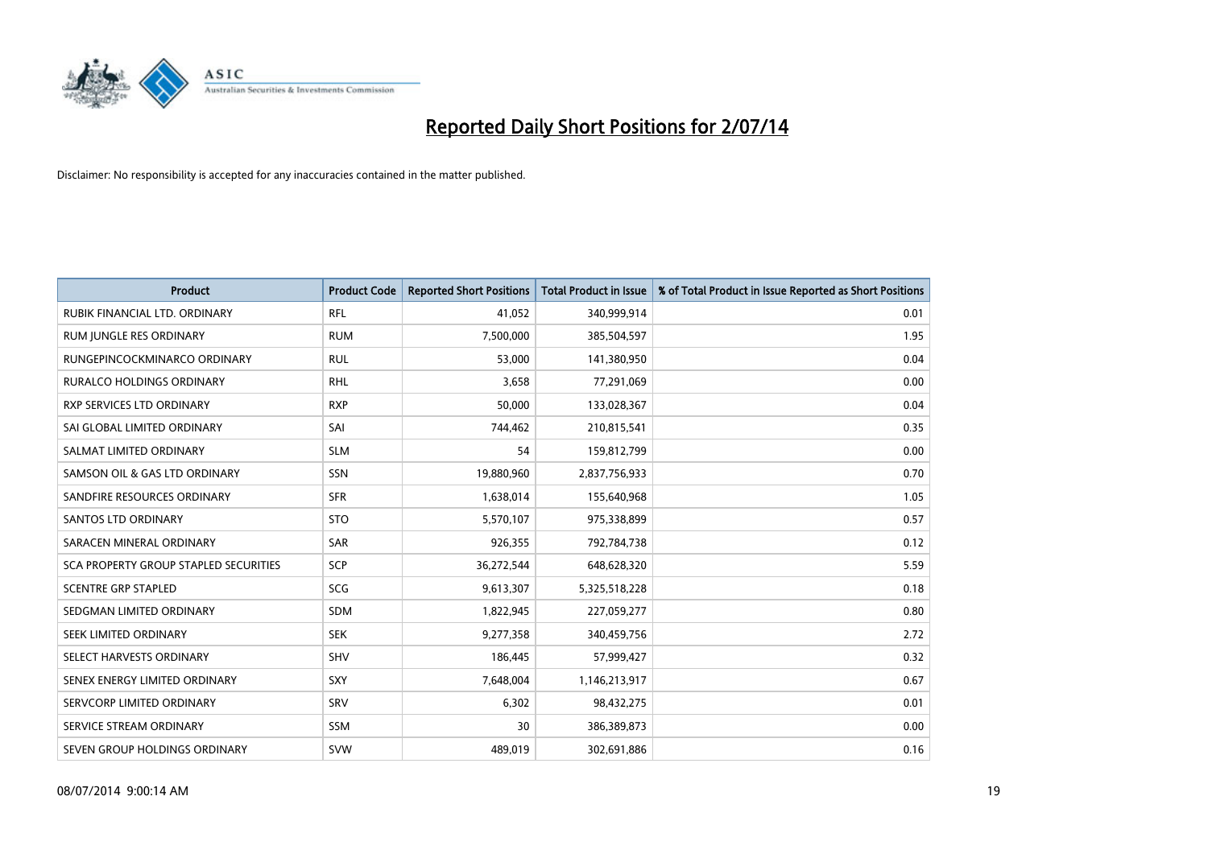# Reported Daily Short Positions for 2/07/14

Disclaimer: No responsibility is accepted for any inaccuracies contained in the matter published.

| Product | Product Code | Reported Short Positions | Total Product in Issue | % of Total Product in Issue Reported as Short Positions |
|---|---|---|---|---|
| RUBIK FINANCIAL LTD. ORDINARY | RFL | 41,052 | 340,999,914 | 0.01 |
| RUM JUNGLE RES ORDINARY | RUM | 7,500,000 | 385,504,597 | 1.95 |
| RUNGEPINCOCKMINARCO ORDINARY | RUL | 53,000 | 141,380,950 | 0.04 |
| RURALCO HOLDINGS ORDINARY | RHL | 3,658 | 77,291,069 | 0.00 |
| RXP SERVICES LTD ORDINARY | RXP | 50,000 | 133,028,367 | 0.04 |
| SAI GLOBAL LIMITED ORDINARY | SAI | 744,462 | 210,815,541 | 0.35 |
| SALMAT LIMITED ORDINARY | SLM | 54 | 159,812,799 | 0.00 |
| SAMSON OIL & GAS LTD ORDINARY | SSN | 19,880,960 | 2,837,756,933 | 0.70 |
| SANDFIRE RESOURCES ORDINARY | SFR | 1,638,014 | 155,640,968 | 1.05 |
| SANTOS LTD ORDINARY | STO | 5,570,107 | 975,338,899 | 0.57 |
| SARACEN MINERAL ORDINARY | SAR | 926,355 | 792,784,738 | 0.12 |
| SCA PROPERTY GROUP STAPLED SECURITIES | SCP | 36,272,544 | 648,628,320 | 5.59 |
| SCENTRE GRP STAPLED | SCG | 9,613,307 | 5,325,518,228 | 0.18 |
| SEDGMAN LIMITED ORDINARY | SDM | 1,822,945 | 227,059,277 | 0.80 |
| SEEK LIMITED ORDINARY | SEK | 9,277,358 | 340,459,756 | 2.72 |
| SELECT HARVESTS ORDINARY | SHV | 186,445 | 57,999,427 | 0.32 |
| SENEX ENERGY LIMITED ORDINARY | SXY | 7,648,004 | 1,146,213,917 | 0.67 |
| SERVCORP LIMITED ORDINARY | SRV | 6,302 | 98,432,275 | 0.01 |
| SERVICE STREAM ORDINARY | SSM | 30 | 386,389,873 | 0.00 |
| SEVEN GROUP HOLDINGS ORDINARY | SVW | 489,019 | 302,691,886 | 0.16 |

08/07/2014 9:00:14 AM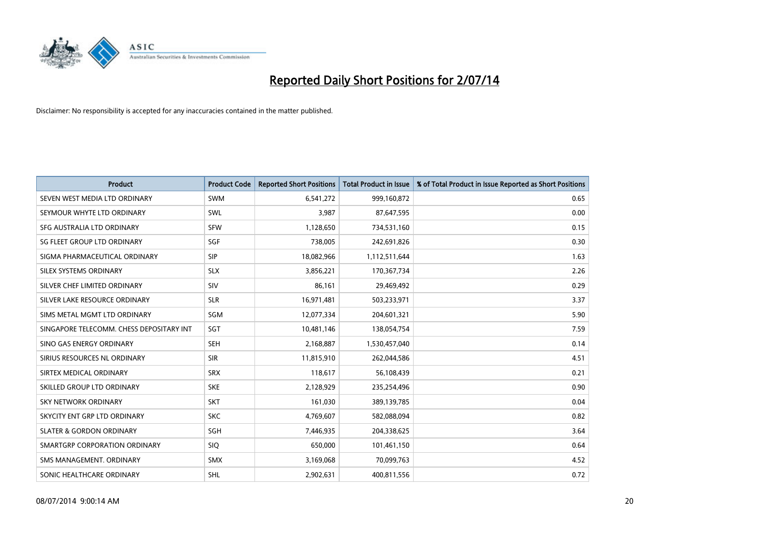# Reported Daily Short Positions for 2/07/14

Disclaimer: No responsibility is accepted for any inaccuracies contained in the matter published.

| Product | Product Code | Reported Short Positions | Total Product in Issue | % of Total Product in Issue Reported as Short Positions |
|---|---|---|---|---|
| SEVEN WEST MEDIA LTD ORDINARY | SWM | 6,541,272 | 999,160,872 | 0.65 |
| SEYMOUR WHYTE LTD ORDINARY | SWL | 3,987 | 87,647,595 | 0.00 |
| SFG AUSTRALIA LTD ORDINARY | SFW | 1,128,650 | 734,531,160 | 0.15 |
| SG FLEET GROUP LTD ORDINARY | SGF | 738,005 | 242,691,826 | 0.30 |
| SIGMA PHARMACEUTICAL ORDINARY | SIP | 18,082,966 | 1,112,511,644 | 1.63 |
| SILEX SYSTEMS ORDINARY | SLX | 3,856,221 | 170,367,734 | 2.26 |
| SILVER CHEF LIMITED ORDINARY | SIV | 86,161 | 29,469,492 | 0.29 |
| SILVER LAKE RESOURCE ORDINARY | SLR | 16,971,481 | 503,233,971 | 3.37 |
| SIMS METAL MGMT LTD ORDINARY | SGM | 12,077,334 | 204,601,321 | 5.90 |
| SINGAPORE TELECOMM. CHESS DEPOSITARY INT | SGT | 10,481,146 | 138,054,754 | 7.59 |
| SINO GAS ENERGY ORDINARY | SEH | 2,168,887 | 1,530,457,040 | 0.14 |
| SIRIUS RESOURCES NL ORDINARY | SIR | 11,815,910 | 262,044,586 | 4.51 |
| SIRTEX MEDICAL ORDINARY | SRX | 118,617 | 56,108,439 | 0.21 |
| SKILLED GROUP LTD ORDINARY | SKE | 2,128,929 | 235,254,496 | 0.90 |
| SKY NETWORK ORDINARY | SKT | 161,030 | 389,139,785 | 0.04 |
| SKYCITY ENT GRP LTD ORDINARY | SKC | 4,769,607 | 582,088,094 | 0.82 |
| SLATER & GORDON ORDINARY | SGH | 7,446,935 | 204,338,625 | 3.64 |
| SMARTGRP CORPORATION ORDINARY | SIQ | 650,000 | 101,461,150 | 0.64 |
| SMS MANAGEMENT. ORDINARY | SMX | 3,169,068 | 70,099,763 | 4.52 |
| SONIC HEALTHCARE ORDINARY | SHL | 2,902,631 | 400,811,556 | 0.72 |

08/07/2014 9:00:14 AM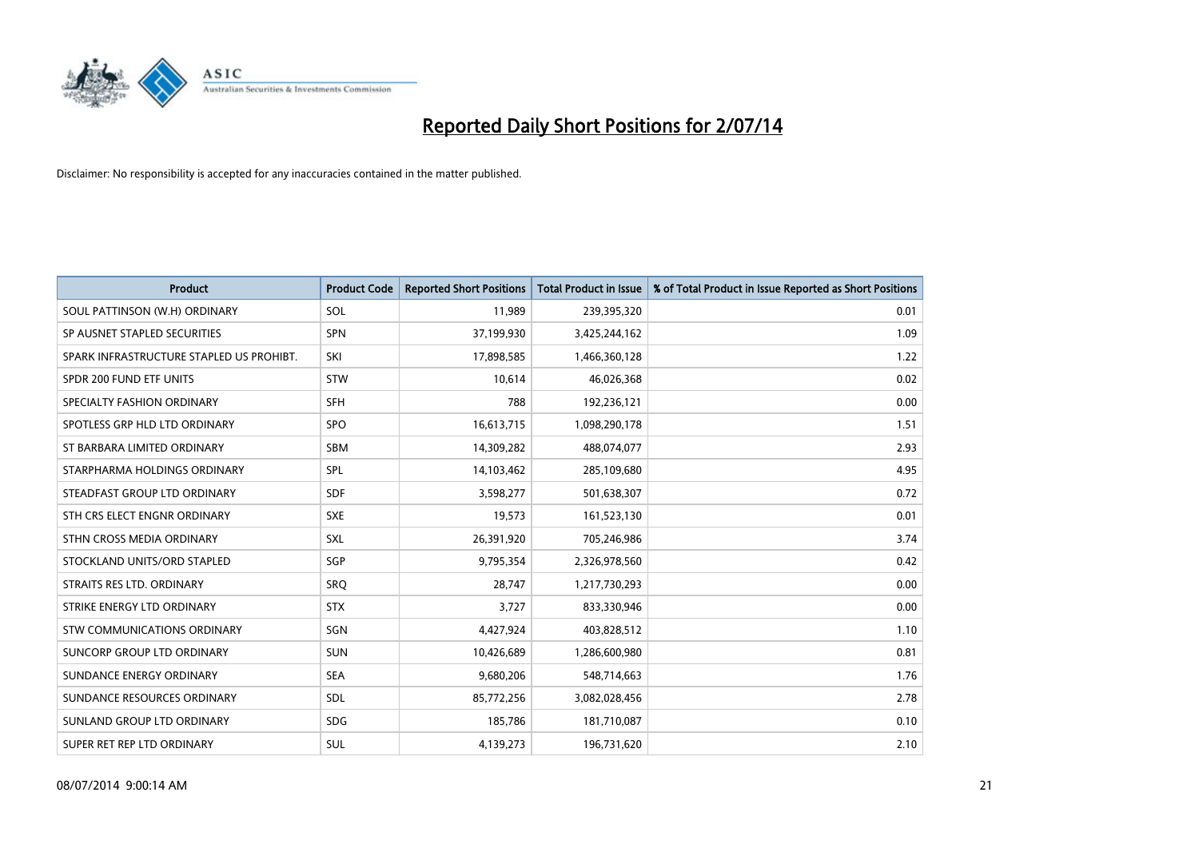# Reported Daily Short Positions for 2/07/14

Disclaimer: No responsibility is accepted for any inaccuracies contained in the matter published.

| Product | Product Code | Reported Short Positions | Total Product in Issue | % of Total Product in Issue Reported as Short Positions |
|---|---|---|---|---|
| SOUL PATTINSON (W.H) ORDINARY | SOL | 11,989 | 239,395,320 | 0.01 |
| SP AUSNET STAPLED SECURITIES | SPN | 37,199,930 | 3,425,244,162 | 1.09 |
| SPARK INFRASTRUCTURE STAPLED US PROHIBT. | SKI | 17,898,585 | 1,466,360,128 | 1.22 |
| SPDR 200 FUND ETF UNITS | STW | 10,614 | 46,026,368 | 0.02 |
| SPECIALTY FASHION ORDINARY | SFH | 788 | 192,236,121 | 0.00 |
| SPOTLESS GRP HLD LTD ORDINARY | SPO | 16,613,715 | 1,098,290,178 | 1.51 |
| ST BARBARA LIMITED ORDINARY | SBM | 14,309,282 | 488,074,077 | 2.93 |
| STARPHARMA HOLDINGS ORDINARY | SPL | 14,103,462 | 285,109,680 | 4.95 |
| STEADFAST GROUP LTD ORDINARY | SDF | 3,598,277 | 501,638,307 | 0.72 |
| STH CRS ELECT ENGNR ORDINARY | SXE | 19,573 | 161,523,130 | 0.01 |
| STHN CROSS MEDIA ORDINARY | SXL | 26,391,920 | 705,246,986 | 3.74 |
| STOCKLAND UNITS/ORD STAPLED | SGP | 9,795,354 | 2,326,978,560 | 0.42 |
| STRAITS RES LTD. ORDINARY | SRQ | 28,747 | 1,217,730,293 | 0.00 |
| STRIKE ENERGY LTD ORDINARY | STX | 3,727 | 833,330,946 | 0.00 |
| STW COMMUNICATIONS ORDINARY | SGN | 4,427,924 | 403,828,512 | 1.10 |
| SUNCORP GROUP LTD ORDINARY | SUN | 10,426,689 | 1,286,600,980 | 0.81 |
| SUNDANCE ENERGY ORDINARY | SEA | 9,680,206 | 548,714,663 | 1.76 |
| SUNDANCE RESOURCES ORDINARY | SDL | 85,772,256 | 3,082,028,456 | 2.78 |
| SUNLAND GROUP LTD ORDINARY | SDG | 185,786 | 181,710,087 | 0.10 |
| SUPER RET REP LTD ORDINARY | SUL | 4,139,273 | 196,731,620 | 2.10 |

08/07/2014 9:00:14 AM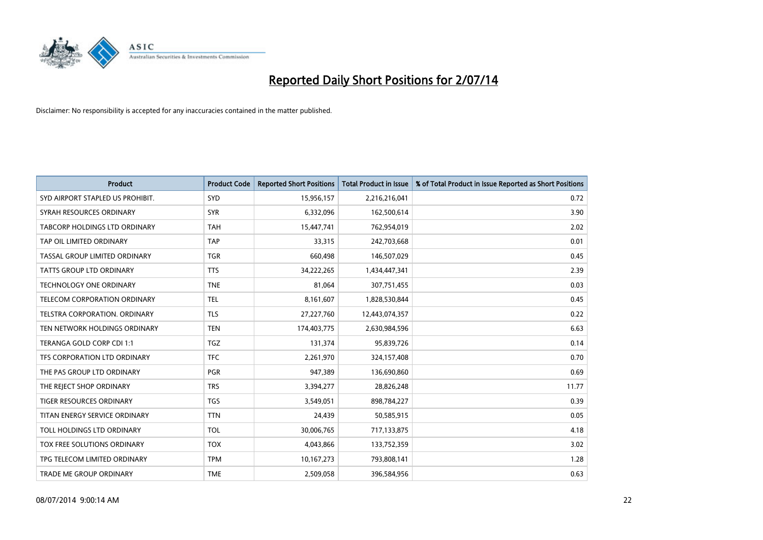# Reported Daily Short Positions for 2/07/14

Disclaimer: No responsibility is accepted for any inaccuracies contained in the matter published.

| Product | Product Code | Reported Short Positions | Total Product in Issue | % of Total Product in Issue Reported as Short Positions |
|---|---|---|---|---|
| SYD AIRPORT STAPLED US PROHIBIT. | SYD | 15,956,157 | 2,216,216,041 | 0.72 |
| SYRAH RESOURCES ORDINARY | SYR | 6,332,096 | 162,500,614 | 3.90 |
| TABCORP HOLDINGS LTD ORDINARY | TAH | 15,447,741 | 762,954,019 | 2.02 |
| TAP OIL LIMITED ORDINARY | TAP | 33,315 | 242,703,668 | 0.01 |
| TASSAL GROUP LIMITED ORDINARY | TGR | 660,498 | 146,507,029 | 0.45 |
| TATTS GROUP LTD ORDINARY | TTS | 34,222,265 | 1,434,447,341 | 2.39 |
| TECHNOLOGY ONE ORDINARY | TNE | 81,064 | 307,751,455 | 0.03 |
| TELECOM CORPORATION ORDINARY | TEL | 8,161,607 | 1,828,530,844 | 0.45 |
| TELSTRA CORPORATION. ORDINARY | TLS | 27,227,760 | 12,443,074,357 | 0.22 |
| TEN NETWORK HOLDINGS ORDINARY | TEN | 174,403,775 | 2,630,984,596 | 6.63 |
| TERANGA GOLD CORP CDI 1:1 | TGZ | 131,374 | 95,839,726 | 0.14 |
| TFS CORPORATION LTD ORDINARY | TFC | 2,261,970 | 324,157,408 | 0.70 |
| THE PAS GROUP LTD ORDINARY | PGR | 947,389 | 136,690,860 | 0.69 |
| THE REJECT SHOP ORDINARY | TRS | 3,394,277 | 28,826,248 | 11.77 |
| TIGER RESOURCES ORDINARY | TGS | 3,549,051 | 898,784,227 | 0.39 |
| TITAN ENERGY SERVICE ORDINARY | TTN | 24,439 | 50,585,915 | 0.05 |
| TOLL HOLDINGS LTD ORDINARY | TOL | 30,006,765 | 717,133,875 | 4.18 |
| TOX FREE SOLUTIONS ORDINARY | TOX | 4,043,866 | 133,752,359 | 3.02 |
| TPG TELECOM LIMITED ORDINARY | TPM | 10,167,273 | 793,808,141 | 1.28 |
| TRADE ME GROUP ORDINARY | TME | 2,509,058 | 396,584,956 | 0.63 |

08/07/2014 9:00:14 AM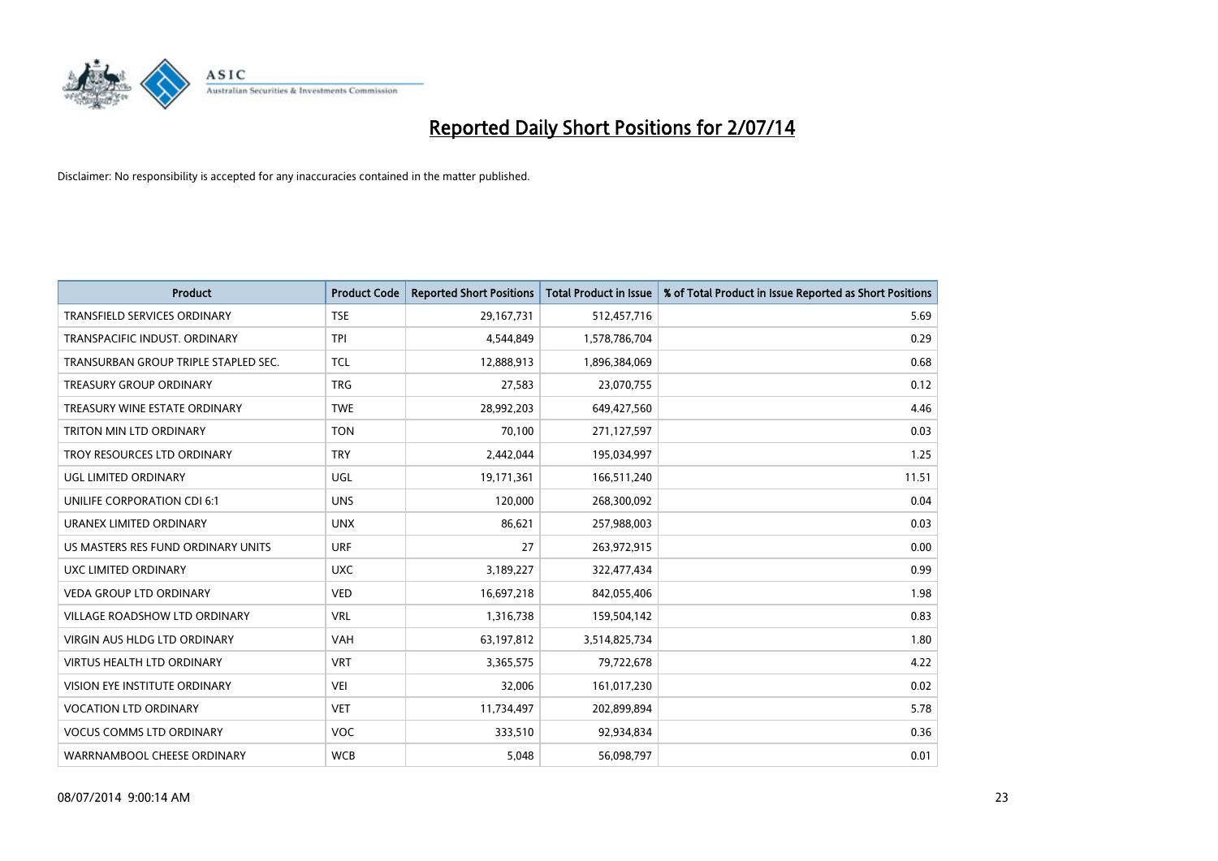# Reported Daily Short Positions for 2/07/14

Disclaimer: No responsibility is accepted for any inaccuracies contained in the matter published.

| Product | Product Code | Reported Short Positions | Total Product in Issue | % of Total Product in Issue Reported as Short Positions |
|---|---|---|---|---|
| TRANSFIELD SERVICES ORDINARY | TSE | 29,167,731 | 512,457,716 | 5.69 |
| TRANSPACIFIC INDUST. ORDINARY | TPI | 4,544,849 | 1,578,786,704 | 0.29 |
| TRANSURBAN GROUP TRIPLE STAPLED SEC. | TCL | 12,888,913 | 1,896,384,069 | 0.68 |
| TREASURY GROUP ORDINARY | TRG | 27,583 | 23,070,755 | 0.12 |
| TREASURY WINE ESTATE ORDINARY | TWE | 28,992,203 | 649,427,560 | 4.46 |
| TRITON MIN LTD ORDINARY | TON | 70,100 | 271,127,597 | 0.03 |
| TROY RESOURCES LTD ORDINARY | TRY | 2,442,044 | 195,034,997 | 1.25 |
| UGL LIMITED ORDINARY | UGL | 19,171,361 | 166,511,240 | 11.51 |
| UNILIFE CORPORATION CDI 6:1 | UNS | 120,000 | 268,300,092 | 0.04 |
| URANEX LIMITED ORDINARY | UNX | 86,621 | 257,988,003 | 0.03 |
| US MASTERS RES FUND ORDINARY UNITS | URF | 27 | 263,972,915 | 0.00 |
| UXC LIMITED ORDINARY | UXC | 3,189,227 | 322,477,434 | 0.99 |
| VEDA GROUP LTD ORDINARY | VED | 16,697,218 | 842,055,406 | 1.98 |
| VILLAGE ROADSHOW LTD ORDINARY | VRL | 1,316,738 | 159,504,142 | 0.83 |
| VIRGIN AUS HLDG LTD ORDINARY | VAH | 63,197,812 | 3,514,825,734 | 1.80 |
| VIRTUS HEALTH LTD ORDINARY | VRT | 3,365,575 | 79,722,678 | 4.22 |
| VISION EYE INSTITUTE ORDINARY | VEI | 32,006 | 161,017,230 | 0.02 |
| VOCATION LTD ORDINARY | VET | 11,734,497 | 202,899,894 | 5.78 |
| VOCUS COMMS LTD ORDINARY | VOC | 333,510 | 92,934,834 | 0.36 |
| WARRNAMBOOL CHEESE ORDINARY | WCB | 5,048 | 56,098,797 | 0.01 |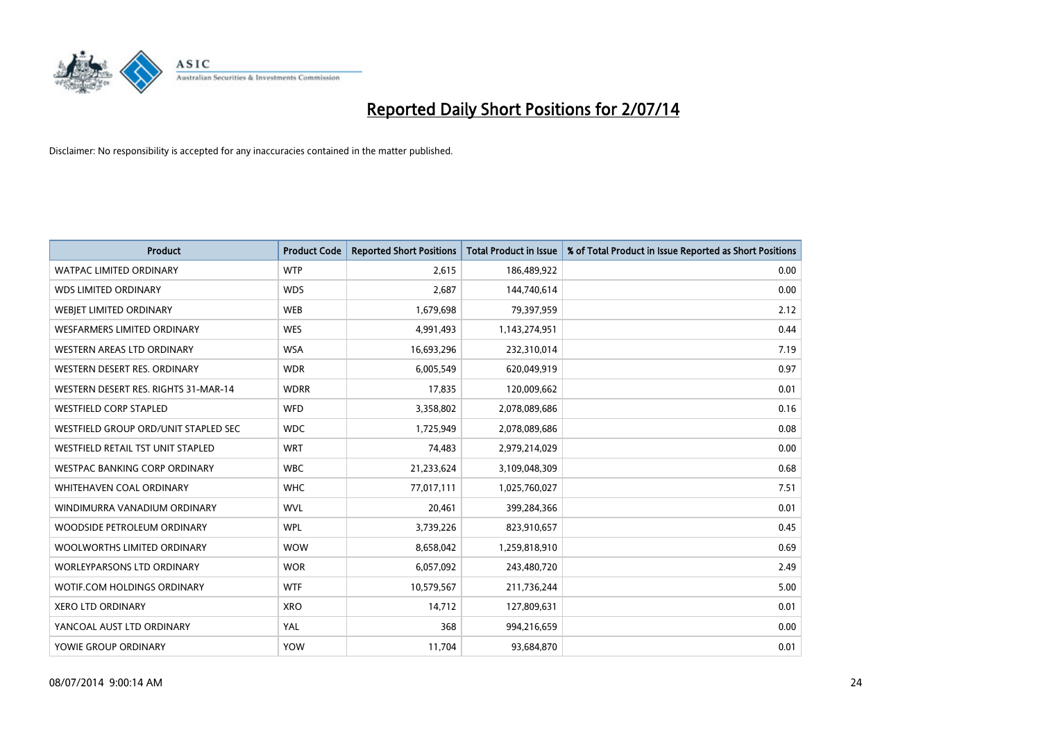# Reported Daily Short Positions for 2/07/14

Disclaimer: No responsibility is accepted for any inaccuracies contained in the matter published.

| Product | Product Code | Reported Short Positions | Total Product in Issue | % of Total Product in Issue Reported as Short Positions |
|---|---|---|---|---|
| WATPAC LIMITED ORDINARY | WTP | 2,615 | 186,489,922 | 0.00 |
| WDS LIMITED ORDINARY | WDS | 2,687 | 144,740,614 | 0.00 |
| WEBJET LIMITED ORDINARY | WEB | 1,679,698 | 79,397,959 | 2.12 |
| WESFARMERS LIMITED ORDINARY | WES | 4,991,493 | 1,143,274,951 | 0.44 |
| WESTERN AREAS LTD ORDINARY | WSA | 16,693,296 | 232,310,014 | 7.19 |
| WESTERN DESERT RES. ORDINARY | WDR | 6,005,549 | 620,049,919 | 0.97 |
| WESTERN DESERT RES. RIGHTS 31-MAR-14 | WDRR | 17,835 | 120,009,662 | 0.01 |
| WESTFIELD CORP STAPLED | WFD | 3,358,802 | 2,078,089,686 | 0.16 |
| WESTFIELD GROUP ORD/UNIT STAPLED SEC | WDC | 1,725,949 | 2,078,089,686 | 0.08 |
| WESTFIELD RETAIL TST UNIT STAPLED | WRT | 74,483 | 2,979,214,029 | 0.00 |
| WESTPAC BANKING CORP ORDINARY | WBC | 21,233,624 | 3,109,048,309 | 0.68 |
| WHITEHAVEN COAL ORDINARY | WHC | 77,017,111 | 1,025,760,027 | 7.51 |
| WINDIMURRA VANADIUM ORDINARY | WVL | 20,461 | 399,284,366 | 0.01 |
| WOODSIDE PETROLEUM ORDINARY | WPL | 3,739,226 | 823,910,657 | 0.45 |
| WOOLWORTHS LIMITED ORDINARY | WOW | 8,658,042 | 1,259,818,910 | 0.69 |
| WORLEYPARSONS LTD ORDINARY | WOR | 6,057,092 | 243,480,720 | 2.49 |
| WOTIF.COM HOLDINGS ORDINARY | WTF | 10,579,567 | 211,736,244 | 5.00 |
| XERO LTD ORDINARY | XRO | 14,712 | 127,809,631 | 0.01 |
| YANCOAL AUST LTD ORDINARY | YAL | 368 | 994,216,659 | 0.00 |
| YOWIE GROUP ORDINARY | YOW | 11,704 | 93,684,870 | 0.01 |

08/07/2014 9:00:14 AM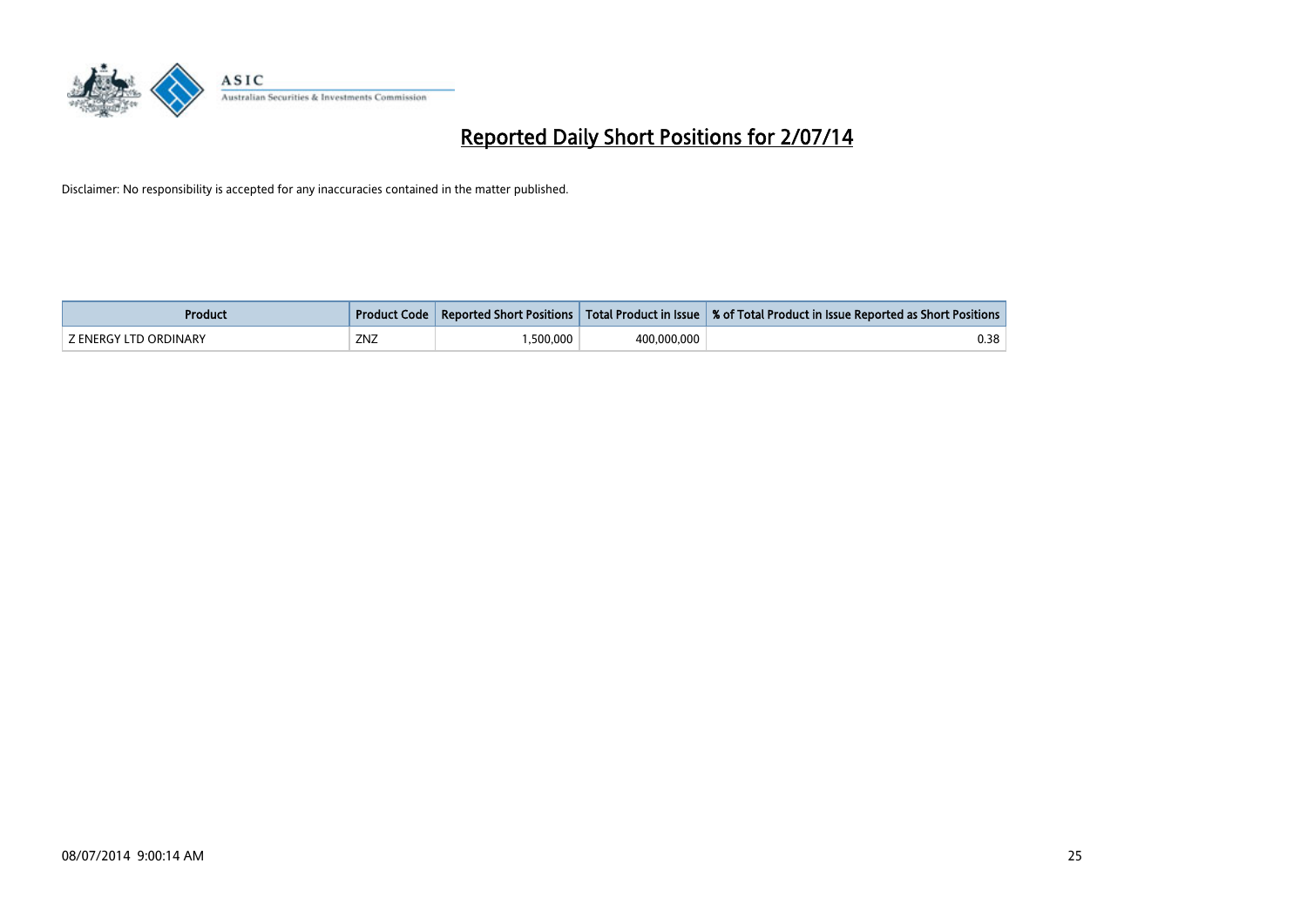# Reported Daily Short Positions for 2/07/14

Disclaimer: No responsibility is accepted for any inaccuracies contained in the matter published.

| Product | Product Code | Reported Short Positions | Total Product in Issue | % of Total Product in Issue Reported as Short Positions |
|---|---|---|---|---|
| Z ENERGY LTD ORDINARY | ZNZ | 1,500,000 | 400,000,000 | 0.38 |